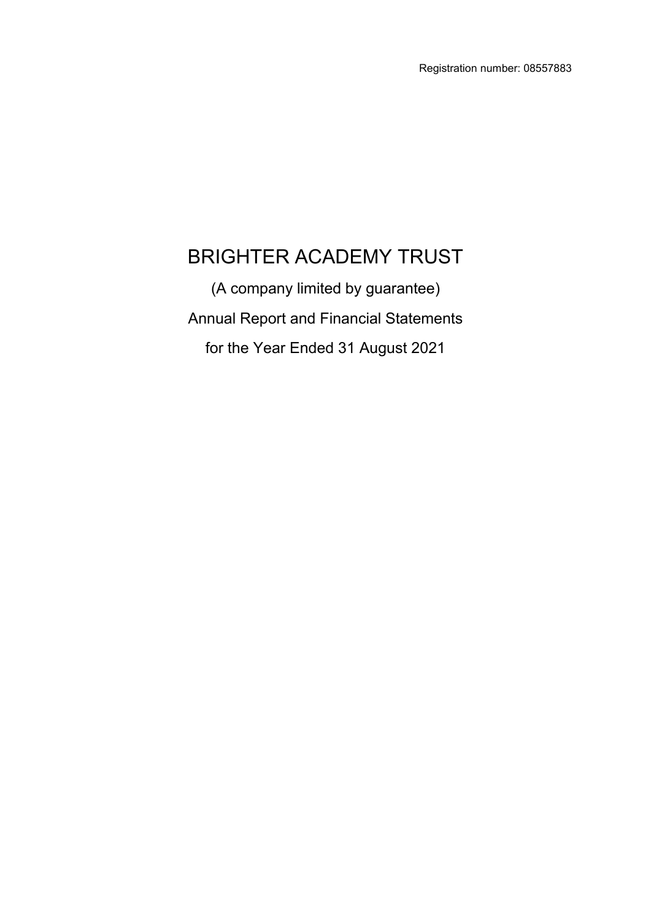Registration number: 08557883

# BRIGHTER ACADEMY TRUST

(A company limited by guarantee)

Annual Report and Financial Statements

for the Year Ended 31 August 2021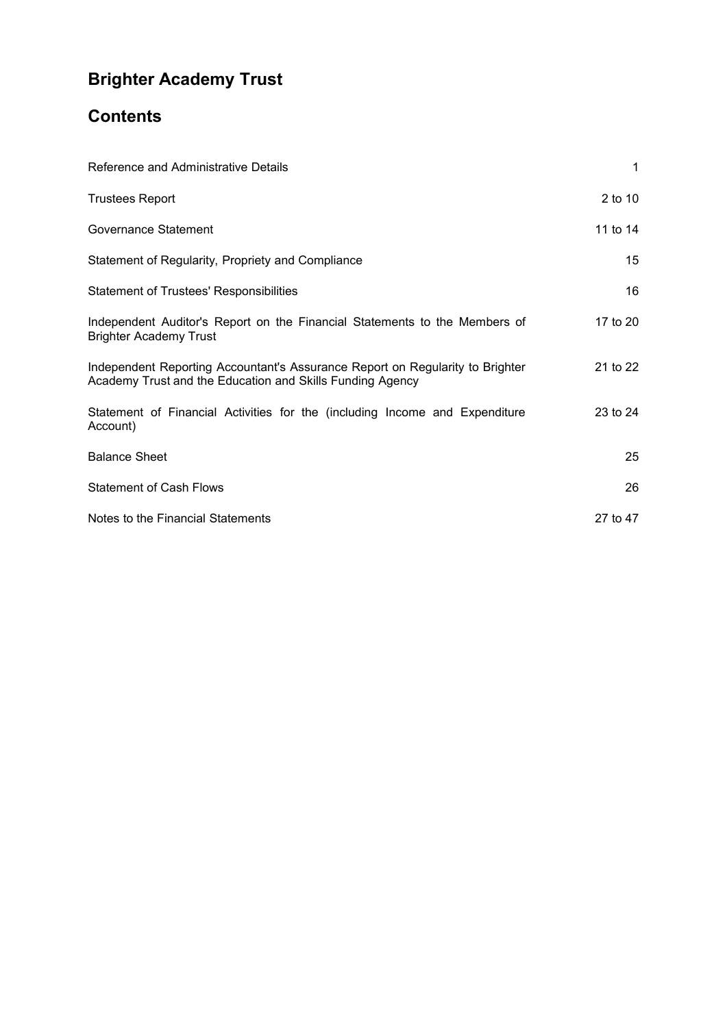# Brighter Academy Trust

## Contents

| | |
|---|---|
| Reference and Administrative Details | 1 |
| Trustees Report | 2 to 10 |
| Governance Statement | 11 to 14 |
| Statement of Regularity, Propriety and Compliance | 15 |
| Statement of Trustees' Responsibilities | 16 |
| Independent Auditor's Report on the Financial Statements to the Members of Brighter Academy Trust | 17 to 20 |
| Independent Reporting Accountant's Assurance Report on Regularity to Brighter Academy Trust and the Education and Skills Funding Agency | 21 to 22 |
| Statement of Financial Activities for the (including Income and Expenditure Account) | 23 to 24 |
| Balance Sheet | 25 |
| Statement of Cash Flows | 26 |
| Notes to the Financial Statements | 27 to 47 |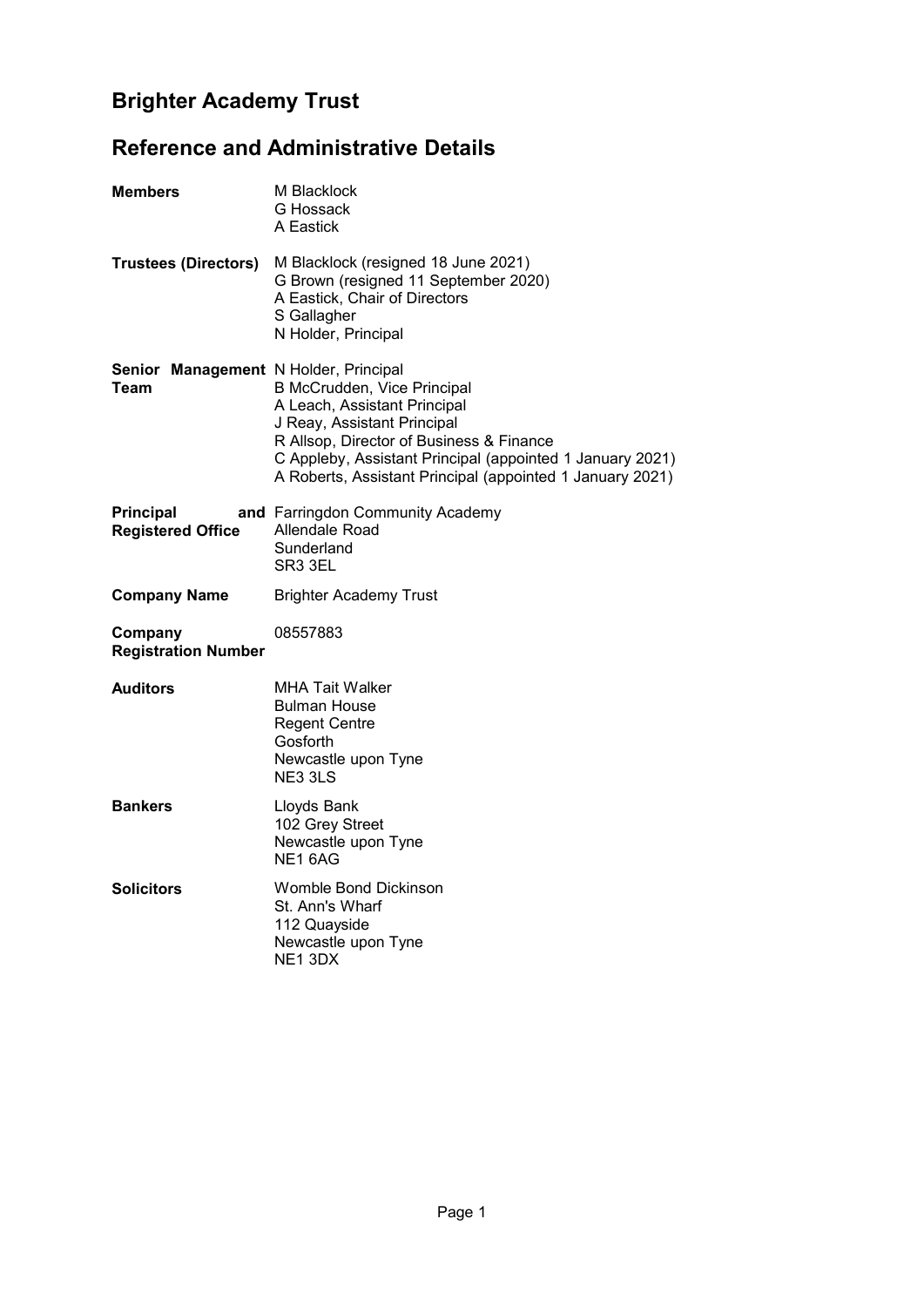# Brighter Academy Trust

## Reference and Administrative Details

| | |
|---|---|
| **Members** | M Blacklock<br>G Hossack<br>A Eastick |
| **Trustees (Directors)** | M Blacklock (resigned 18 June 2021)<br>G Brown (resigned 11 September 2020)<br>A Eastick, Chair of Directors<br>S Gallagher<br>N Holder, Principal |
| **Senior Management Team** | N Holder, Principal<br>B McCrudden, Vice Principal<br>A Leach, Assistant Principal<br>J Reay, Assistant Principal<br>R Allsop, Director of Business & Finance<br>C Appleby, Assistant Principal (appointed 1 January 2021)<br>A Roberts, Assistant Principal (appointed 1 January 2021) |
| **Principal and Registered Office** | Farringdon Community Academy<br>Allendale Road<br>Sunderland<br>SR3 3EL |
| **Company Name** | Brighter Academy Trust |
| **Company Registration Number** | 08557883 |
| **Auditors** | MHA Tait Walker<br>Bulman House<br>Regent Centre<br>Gosforth<br>Newcastle upon Tyne<br>NE3 3LS |
| **Bankers** | Lloyds Bank<br>102 Grey Street<br>Newcastle upon Tyne<br>NE1 6AG |
| **Solicitors** | Womble Bond Dickinson<br>St. Ann's Wharf<br>112 Quayside<br>Newcastle upon Tyne<br>NE1 3DX |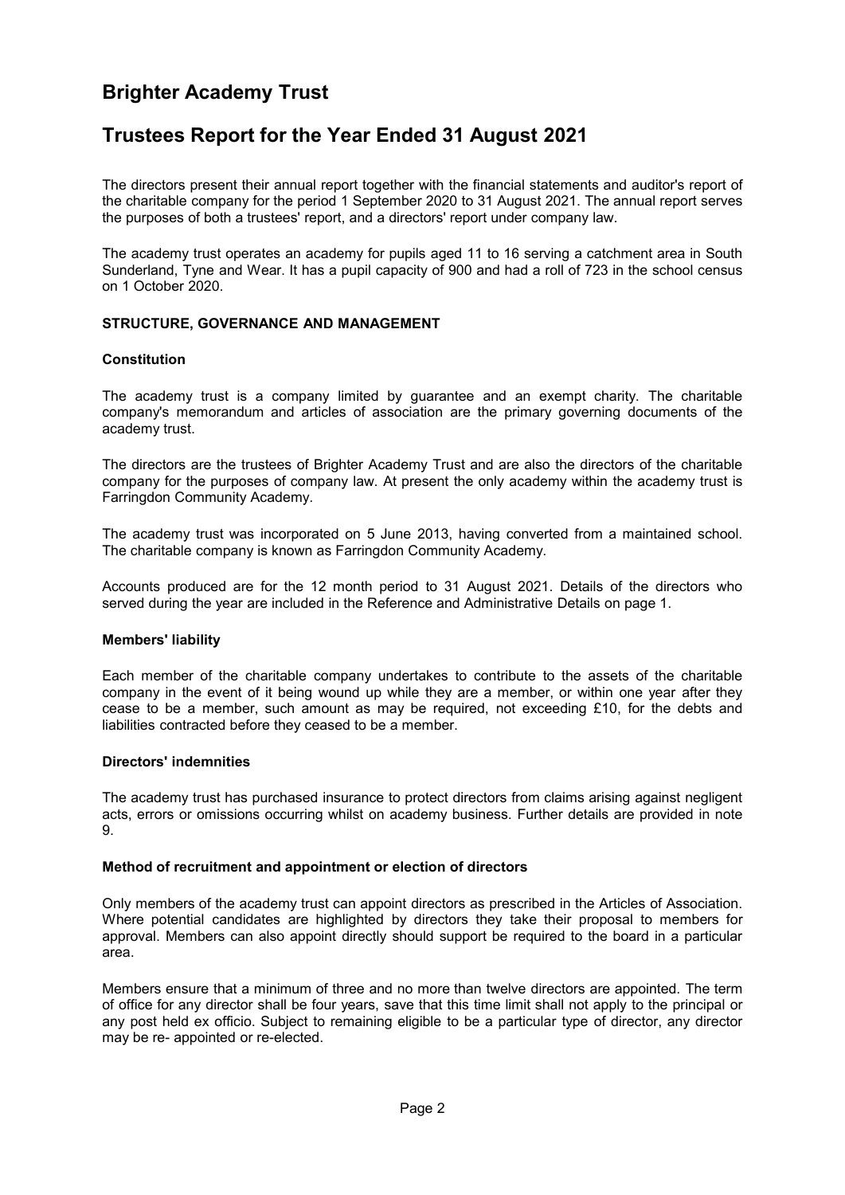# Brighter Academy Trust

## Trustees Report for the Year Ended 31 August 2021

The directors present their annual report together with the financial statements and auditor's report of the charitable company for the period 1 September 2020 to 31 August 2021. The annual report serves the purposes of both a trustees' report, and a directors' report under company law.

The academy trust operates an academy for pupils aged 11 to 16 serving a catchment area in South Sunderland, Tyne and Wear. It has a pupil capacity of 900 and had a roll of 723 in the school census on 1 October 2020.

### STRUCTURE, GOVERNANCE AND MANAGEMENT

#### Constitution

The academy trust is a company limited by guarantee and an exempt charity. The charitable company's memorandum and articles of association are the primary governing documents of the academy trust.

The directors are the trustees of Brighter Academy Trust and are also the directors of the charitable company for the purposes of company law. At present the only academy within the academy trust is Farringdon Community Academy.

The academy trust was incorporated on 5 June 2013, having converted from a maintained school. The charitable company is known as Farringdon Community Academy.

Accounts produced are for the 12 month period to 31 August 2021. Details of the directors who served during the year are included in the Reference and Administrative Details on page 1.

#### Members' liability

Each member of the charitable company undertakes to contribute to the assets of the charitable company in the event of it being wound up while they are a member, or within one year after they cease to be a member, such amount as may be required, not exceeding £10, for the debts and liabilities contracted before they ceased to be a member.

#### Directors' indemnities

The academy trust has purchased insurance to protect directors from claims arising against negligent acts, errors or omissions occurring whilst on academy business. Further details are provided in note 9.

#### Method of recruitment and appointment or election of directors

Only members of the academy trust can appoint directors as prescribed in the Articles of Association. Where potential candidates are highlighted by directors they take their proposal to members for approval. Members can also appoint directly should support be required to the board in a particular area.

Members ensure that a minimum of three and no more than twelve directors are appointed. The term of office for any director shall be four years, save that this time limit shall not apply to the principal or any post held ex officio. Subject to remaining eligible to be a particular type of director, any director may be re- appointed or re-elected.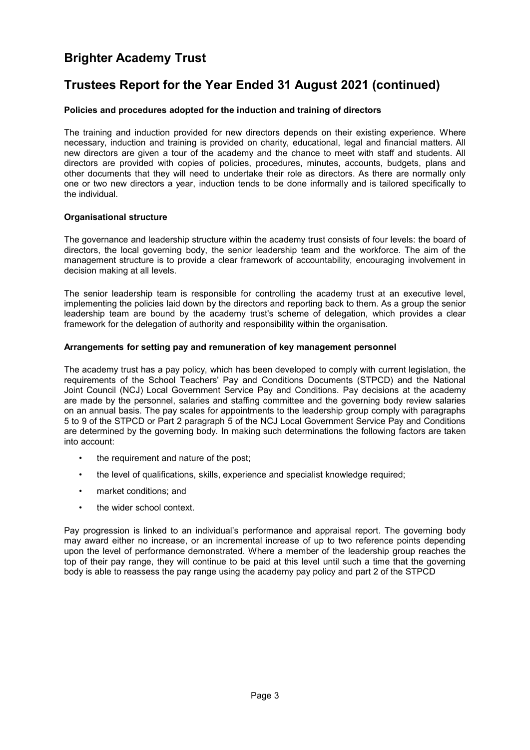# Brighter Academy Trust

## Trustees Report for the Year Ended 31 August 2021 (continued)

### Policies and procedures adopted for the induction and training of directors

The training and induction provided for new directors depends on their existing experience. Where necessary, induction and training is provided on charity, educational, legal and financial matters. All new directors are given a tour of the academy and the chance to meet with staff and students. All directors are provided with copies of policies, procedures, minutes, accounts, budgets, plans and other documents that they will need to undertake their role as directors. As there are normally only one or two new directors a year, induction tends to be done informally and is tailored specifically to the individual.

### Organisational structure

The governance and leadership structure within the academy trust consists of four levels: the board of directors, the local governing body, the senior leadership team and the workforce. The aim of the management structure is to provide a clear framework of accountability, encouraging involvement in decision making at all levels.

The senior leadership team is responsible for controlling the academy trust at an executive level, implementing the policies laid down by the directors and reporting back to them. As a group the senior leadership team are bound by the academy trust's scheme of delegation, which provides a clear framework for the delegation of authority and responsibility within the organisation.

### Arrangements for setting pay and remuneration of key management personnel

The academy trust has a pay policy, which has been developed to comply with current legislation, the requirements of the School Teachers' Pay and Conditions Documents (STPCD) and the National Joint Council (NCJ) Local Government Service Pay and Conditions. Pay decisions at the academy are made by the personnel, salaries and staffing committee and the governing body review salaries on an annual basis. The pay scales for appointments to the leadership group comply with paragraphs 5 to 9 of the STPCD or Part 2 paragraph 5 of the NCJ Local Government Service Pay and Conditions are determined by the governing body. In making such determinations the following factors are taken into account:

- the requirement and nature of the post;
- the level of qualifications, skills, experience and specialist knowledge required;
- market conditions; and
- the wider school context.

Pay progression is linked to an individual's performance and appraisal report. The governing body may award either no increase, or an incremental increase of up to two reference points depending upon the level of performance demonstrated. Where a member of the leadership group reaches the top of their pay range, they will continue to be paid at this level until such a time that the governing body is able to reassess the pay range using the academy pay policy and part 2 of the STPCD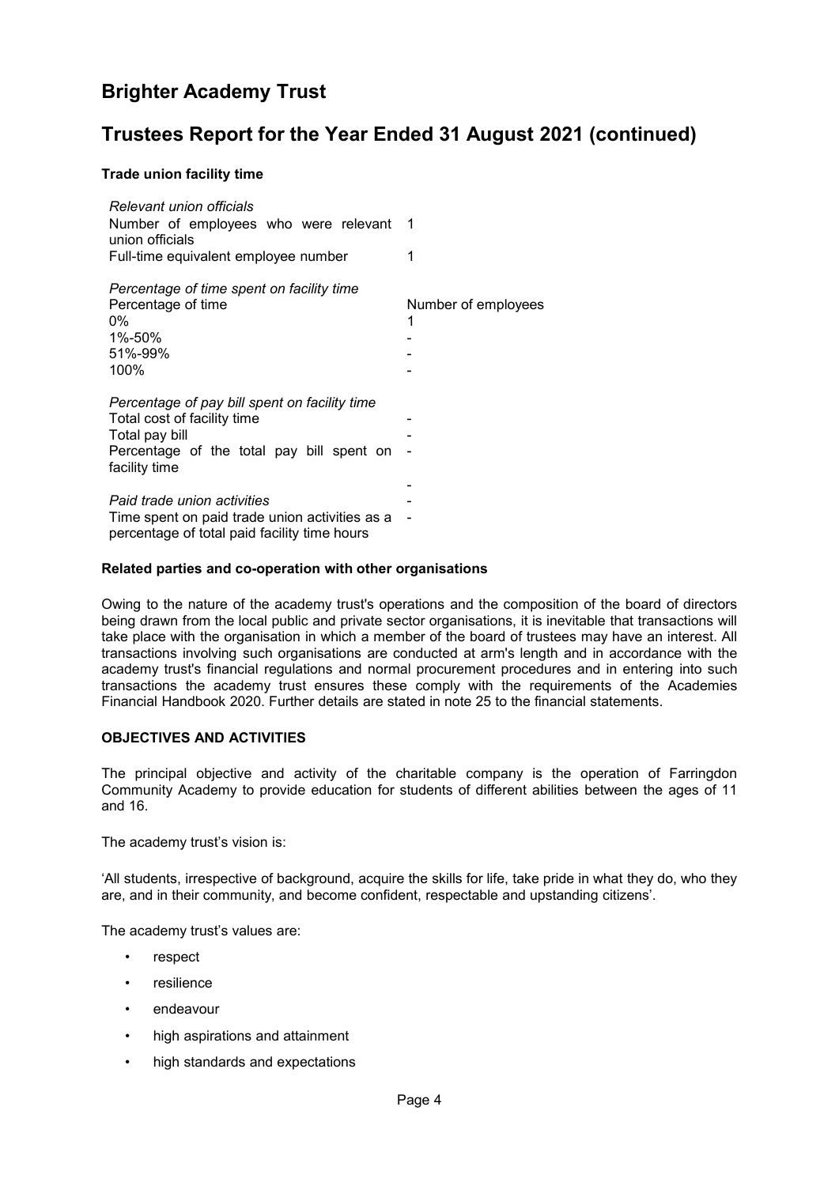## Trustees Report for the Year Ended 31 August 2021 (continued)

**Trade union facility time**

| *Relevant union officials* | |
|---|---|
| Number of employees who were relevant union officials | 1 |
| Full-time equivalent employee number | 1 |

| *Percentage of time spent on facility time* | |
|---|---|
| Percentage of time | Number of employees |
| 0% | 1 |
| 1%-50% | - |
| 51%-99% | - |
| 100% | - |

| *Percentage of pay bill spent on facility time* | |
|---|---|
| Total cost of facility time | - |
| Total pay bill | - |
| Percentage of the total pay bill spent on facility time | - |
| | - |
| *Paid trade union activities* | - |
| Time spent on paid trade union activities as a percentage of total paid facility time hours | - |

**Related parties and co-operation with other organisations**

Owing to the nature of the academy trust's operations and the composition of the board of directors being drawn from the local public and private sector organisations, it is inevitable that transactions will take place with the organisation in which a member of the board of trustees may have an interest. All transactions involving such organisations are conducted at arm's length and in accordance with the academy trust's financial regulations and normal procurement procedures and in entering into such transactions the academy trust ensures these comply with the requirements of the Academies Financial Handbook 2020. Further details are stated in note 25 to the financial statements.

**OBJECTIVES AND ACTIVITIES**

The principal objective and activity of the charitable company is the operation of Farringdon Community Academy to provide education for students of different abilities between the ages of 11 and 16.

The academy trust's vision is:

'All students, irrespective of background, acquire the skills for life, take pride in what they do, who they are, and in their community, and become confident, respectable and upstanding citizens'.

The academy trust's values are:

- respect
- resilience
- endeavour
- high aspirations and attainment
- high standards and expectations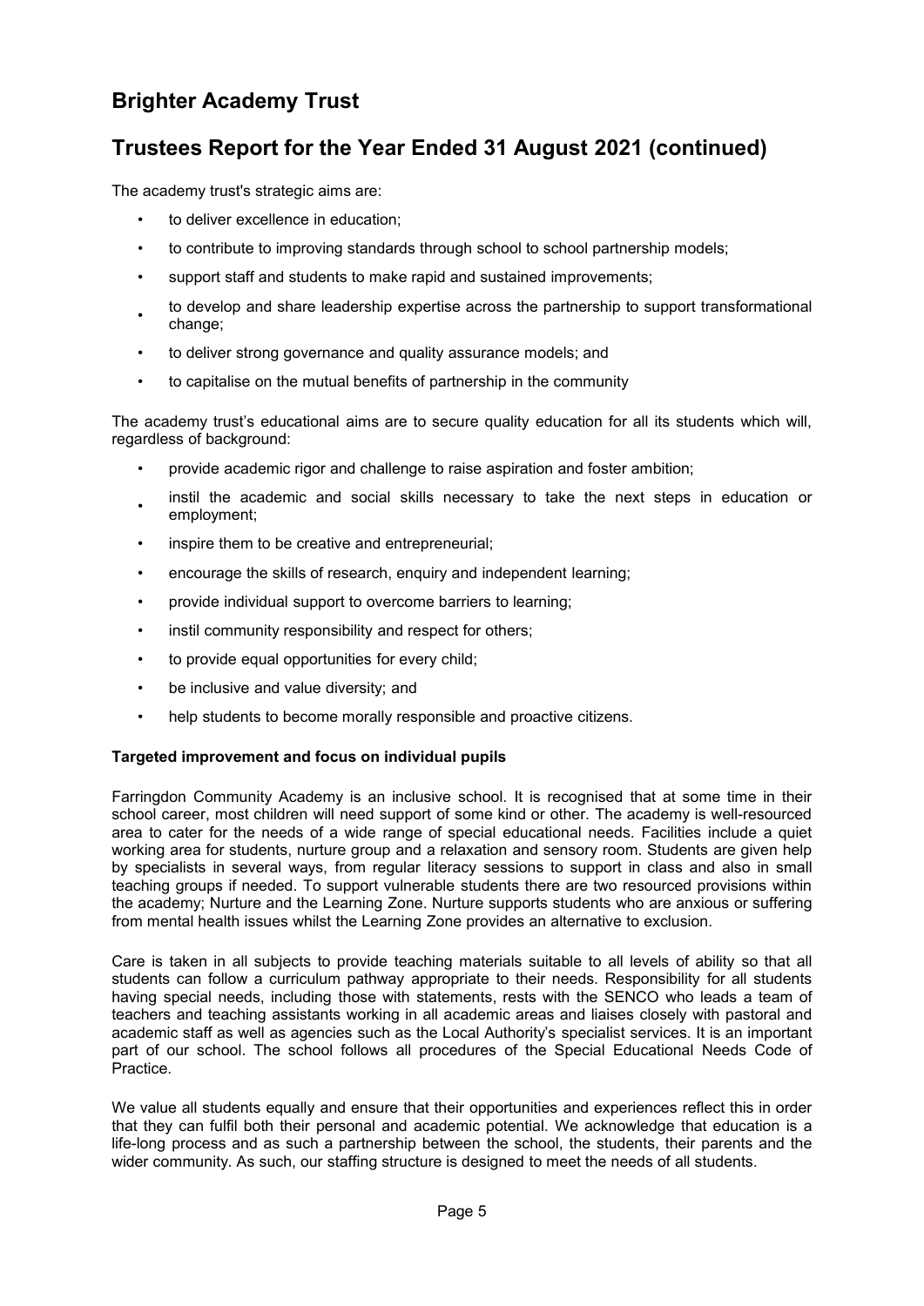The academy trust's strategic aims are:

- to deliver excellence in education;
- to contribute to improving standards through school to school partnership models;
- support staff and students to make rapid and sustained improvements;
- to develop and share leadership expertise across the partnership to support transformational change;
- to deliver strong governance and quality assurance models; and
- to capitalise on the mutual benefits of partnership in the community

The academy trust's educational aims are to secure quality education for all its students which will, regardless of background:

- provide academic rigor and challenge to raise aspiration and foster ambition;
- instil the academic and social skills necessary to take the next steps in education or employment;
- inspire them to be creative and entrepreneurial;
- encourage the skills of research, enquiry and independent learning;
- provide individual support to overcome barriers to learning;
- instil community responsibility and respect for others;
- to provide equal opportunities for every child;
- be inclusive and value diversity; and
- help students to become morally responsible and proactive citizens.

**Targeted improvement and focus on individual pupils**

Farringdon Community Academy is an inclusive school. It is recognised that at some time in their school career, most children will need support of some kind or other. The academy is well-resourced area to cater for the needs of a wide range of special educational needs. Facilities include a quiet working area for students, nurture group and a relaxation and sensory room. Students are given help by specialists in several ways, from regular literacy sessions to support in class and also in small teaching groups if needed. To support vulnerable students there are two resourced provisions within the academy; Nurture and the Learning Zone. Nurture supports students who are anxious or suffering from mental health issues whilst the Learning Zone provides an alternative to exclusion.

Care is taken in all subjects to provide teaching materials suitable to all levels of ability so that all students can follow a curriculum pathway appropriate to their needs. Responsibility for all students having special needs, including those with statements, rests with the SENCO who leads a team of teachers and teaching assistants working in all academic areas and liaises closely with pastoral and academic staff as well as agencies such as the Local Authority's specialist services. It is an important part of our school. The school follows all procedures of the Special Educational Needs Code of Practice.

We value all students equally and ensure that their opportunities and experiences reflect this in order that they can fulfil both their personal and academic potential. We acknowledge that education is a life-long process and as such a partnership between the school, the students, their parents and the wider community. As such, our staffing structure is designed to meet the needs of all students.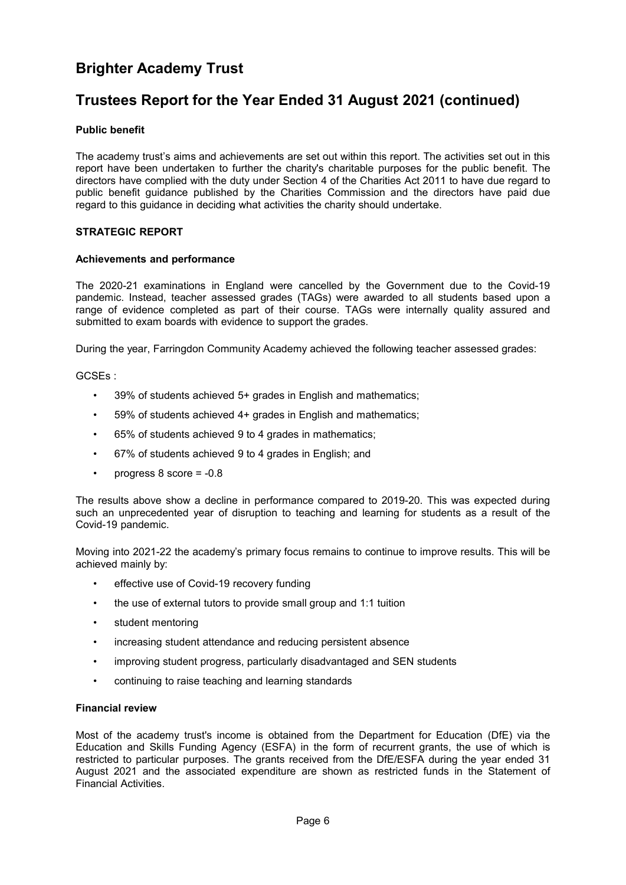# Brighter Academy Trust

## Trustees Report for the Year Ended 31 August 2021 (continued)

**Public benefit**

The academy trust's aims and achievements are set out within this report. The activities set out in this report have been undertaken to further the charity's charitable purposes for the public benefit. The directors have complied with the duty under Section 4 of the Charities Act 2011 to have due regard to public benefit guidance published by the Charities Commission and the directors have paid due regard to this guidance in deciding what activities the charity should undertake.

**STRATEGIC REPORT**

**Achievements and performance**

The 2020-21 examinations in England were cancelled by the Government due to the Covid-19 pandemic. Instead, teacher assessed grades (TAGs) were awarded to all students based upon a range of evidence completed as part of their course. TAGs were internally quality assured and submitted to exam boards with evidence to support the grades.

During the year, Farringdon Community Academy achieved the following teacher assessed grades:

GCSEs :

- 39% of students achieved 5+ grades in English and mathematics;
- 59% of students achieved 4+ grades in English and mathematics;
- 65% of students achieved 9 to 4 grades in mathematics;
- 67% of students achieved 9 to 4 grades in English; and
- progress 8 score = -0.8

The results above show a decline in performance compared to 2019-20. This was expected during such an unprecedented year of disruption to teaching and learning for students as a result of the Covid-19 pandemic.

Moving into 2021-22 the academy's primary focus remains to continue to improve results. This will be achieved mainly by:

- effective use of Covid-19 recovery funding
- the use of external tutors to provide small group and 1:1 tuition
- student mentoring
- increasing student attendance and reducing persistent absence
- improving student progress, particularly disadvantaged and SEN students
- continuing to raise teaching and learning standards

**Financial review**

Most of the academy trust's income is obtained from the Department for Education (DfE) via the Education and Skills Funding Agency (ESFA) in the form of recurrent grants, the use of which is restricted to particular purposes. The grants received from the DfE/ESFA during the year ended 31 August 2021 and the associated expenditure are shown as restricted funds in the Statement of Financial Activities.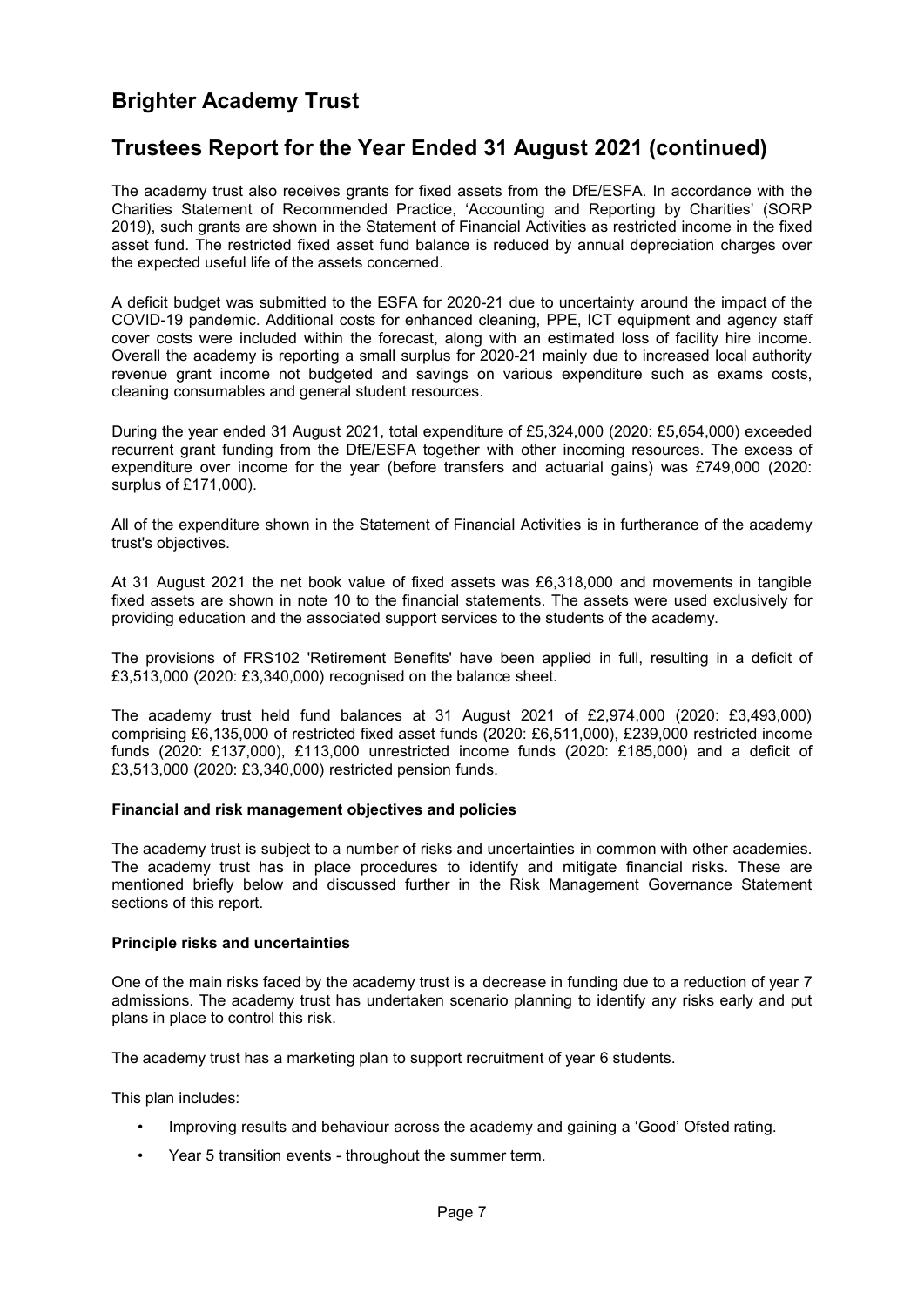# Brighter Academy Trust

## Trustees Report for the Year Ended 31 August 2021 (continued)

The academy trust also receives grants for fixed assets from the DfE/ESFA. In accordance with the Charities Statement of Recommended Practice, 'Accounting and Reporting by Charities' (SORP 2019), such grants are shown in the Statement of Financial Activities as restricted income in the fixed asset fund. The restricted fixed asset fund balance is reduced by annual depreciation charges over the expected useful life of the assets concerned.

A deficit budget was submitted to the ESFA for 2020-21 due to uncertainty around the impact of the COVID-19 pandemic. Additional costs for enhanced cleaning, PPE, ICT equipment and agency staff cover costs were included within the forecast, along with an estimated loss of facility hire income. Overall the academy is reporting a small surplus for 2020-21 mainly due to increased local authority revenue grant income not budgeted and savings on various expenditure such as exams costs, cleaning consumables and general student resources.

During the year ended 31 August 2021, total expenditure of £5,324,000 (2020: £5,654,000) exceeded recurrent grant funding from the DfE/ESFA together with other incoming resources. The excess of expenditure over income for the year (before transfers and actuarial gains) was £749,000 (2020: surplus of £171,000).

All of the expenditure shown in the Statement of Financial Activities is in furtherance of the academy trust's objectives.

At 31 August 2021 the net book value of fixed assets was £6,318,000 and movements in tangible fixed assets are shown in note 10 to the financial statements. The assets were used exclusively for providing education and the associated support services to the students of the academy.

The provisions of FRS102 'Retirement Benefits' have been applied in full, resulting in a deficit of £3,513,000 (2020: £3,340,000) recognised on the balance sheet.

The academy trust held fund balances at 31 August 2021 of £2,974,000 (2020: £3,493,000) comprising £6,135,000 of restricted fixed asset funds (2020: £6,511,000), £239,000 restricted income funds (2020: £137,000), £113,000 unrestricted income funds (2020: £185,000) and a deficit of £3,513,000 (2020: £3,340,000) restricted pension funds.

**Financial and risk management objectives and policies**

The academy trust is subject to a number of risks and uncertainties in common with other academies. The academy trust has in place procedures to identify and mitigate financial risks. These are mentioned briefly below and discussed further in the Risk Management Governance Statement sections of this report.

**Principle risks and uncertainties**

One of the main risks faced by the academy trust is a decrease in funding due to a reduction of year 7 admissions. The academy trust has undertaken scenario planning to identify any risks early and put plans in place to control this risk.

The academy trust has a marketing plan to support recruitment of year 6 students.

This plan includes:

- Improving results and behaviour across the academy and gaining a 'Good' Ofsted rating.
- Year 5 transition events - throughout the summer term.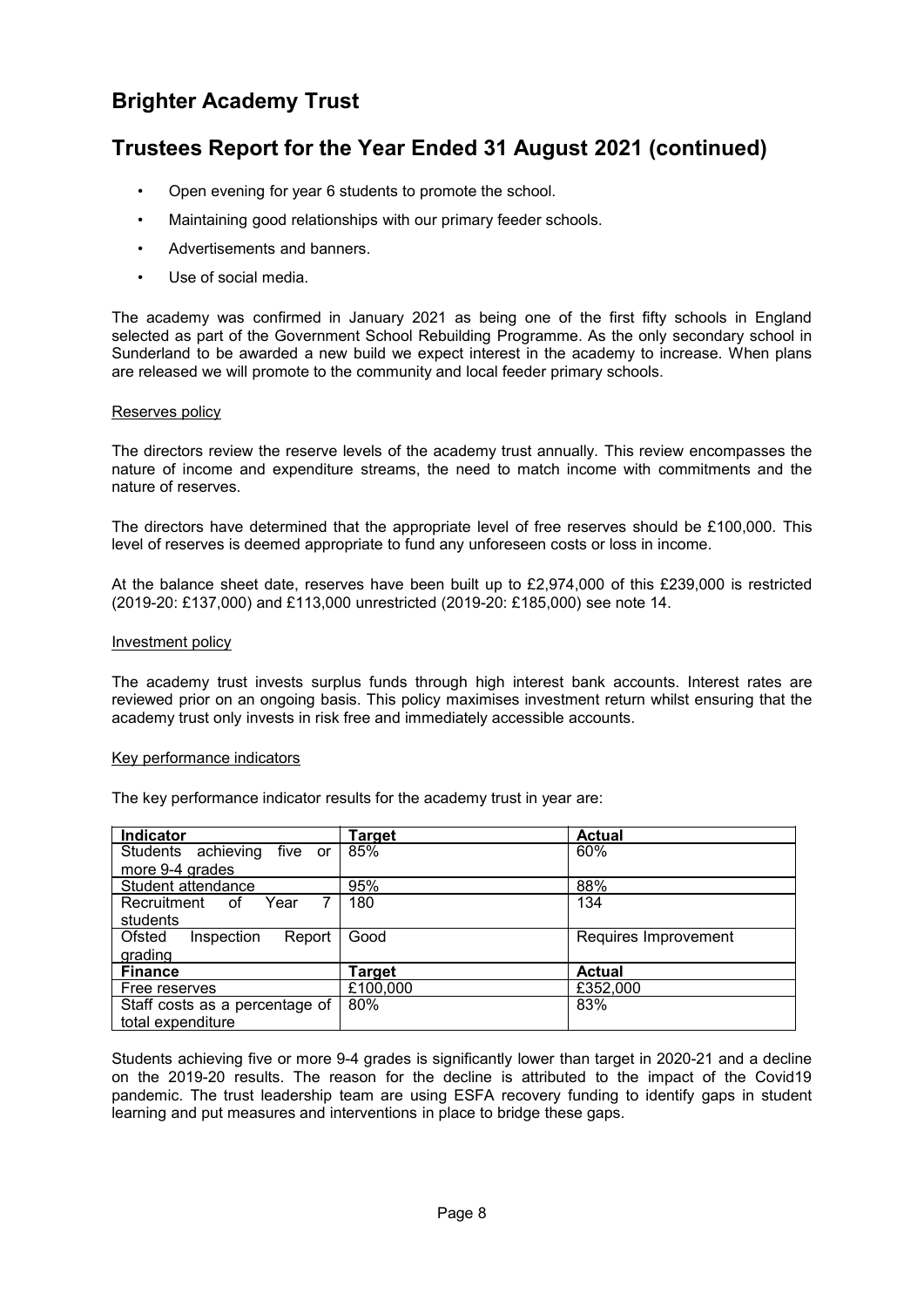# Brighter Academy Trust

## Trustees Report for the Year Ended 31 August 2021 (continued)

- Open evening for year 6 students to promote the school.
- Maintaining good relationships with our primary feeder schools.
- Advertisements and banners.
- Use of social media.

The academy was confirmed in January 2021 as being one of the first fifty schools in England selected as part of the Government School Rebuilding Programme. As the only secondary school in Sunderland to be awarded a new build we expect interest in the academy to increase. When plans are released we will promote to the community and local feeder primary schools.

### Reserves policy

The directors review the reserve levels of the academy trust annually. This review encompasses the nature of income and expenditure streams, the need to match income with commitments and the nature of reserves.

The directors have determined that the appropriate level of free reserves should be £100,000. This level of reserves is deemed appropriate to fund any unforeseen costs or loss in income.

At the balance sheet date, reserves have been built up to £2,974,000 of this £239,000 is restricted (2019-20: £137,000) and £113,000 unrestricted (2019-20: £185,000) see note 14.

### Investment policy

The academy trust invests surplus funds through high interest bank accounts. Interest rates are reviewed prior on an ongoing basis. This policy maximises investment return whilst ensuring that the academy trust only invests in risk free and immediately accessible accounts.

### Key performance indicators

The key performance indicator results for the academy trust in year are:

| Indicator | Target | Actual |
|---|---|---|
| Students achieving five or more 9-4 grades | 85% | 60% |
| Student attendance | 95% | 88% |
| Recruitment of Year 7 students | 180 | 134 |
| Ofsted Inspection Report grading | Good | Requires Improvement |
| **Finance** | **Target** | **Actual** |
| Free reserves | £100,000 | £352,000 |
| Staff costs as a percentage of total expenditure | 80% | 83% |

Students achieving five or more 9-4 grades is significantly lower than target in 2020-21 and a decline on the 2019-20 results. The reason for the decline is attributed to the impact of the Covid19 pandemic. The trust leadership team are using ESFA recovery funding to identify gaps in student learning and put measures and interventions in place to bridge these gaps.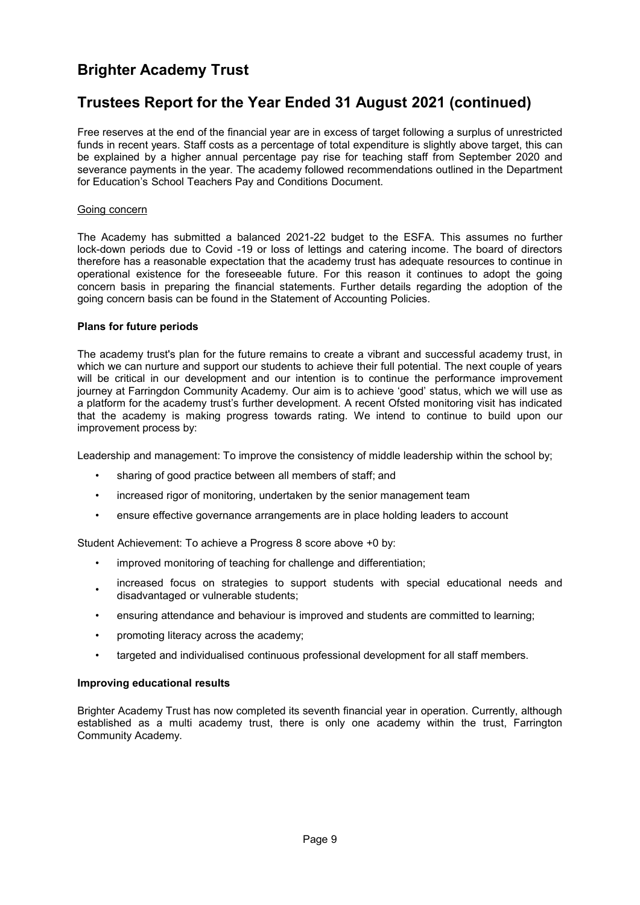# Brighter Academy Trust

## Trustees Report for the Year Ended 31 August 2021 (continued)

Free reserves at the end of the financial year are in excess of target following a surplus of unrestricted funds in recent years. Staff costs as a percentage of total expenditure is slightly above target, this can be explained by a higher annual percentage pay rise for teaching staff from September 2020 and severance payments in the year. The academy followed recommendations outlined in the Department for Education's School Teachers Pay and Conditions Document.

Going concern

The Academy has submitted a balanced 2021-22 budget to the ESFA. This assumes no further lock-down periods due to Covid -19 or loss of lettings and catering income. The board of directors therefore has a reasonable expectation that the academy trust has adequate resources to continue in operational existence for the foreseeable future. For this reason it continues to adopt the going concern basis in preparing the financial statements. Further details regarding the adoption of the going concern basis can be found in the Statement of Accounting Policies.

**Plans for future periods**

The academy trust's plan for the future remains to create a vibrant and successful academy trust, in which we can nurture and support our students to achieve their full potential. The next couple of years will be critical in our development and our intention is to continue the performance improvement journey at Farringdon Community Academy. Our aim is to achieve 'good' status, which we will use as a platform for the academy trust's further development. A recent Ofsted monitoring visit has indicated that the academy is making progress towards rating. We intend to continue to build upon our improvement process by:

Leadership and management: To improve the consistency of middle leadership within the school by;

- sharing of good practice between all members of staff; and
- increased rigor of monitoring, undertaken by the senior management team
- ensure effective governance arrangements are in place holding leaders to account

Student Achievement: To achieve a Progress 8 score above +0 by:

- improved monitoring of teaching for challenge and differentiation;
- increased focus on strategies to support students with special educational needs and disadvantaged or vulnerable students;
- ensuring attendance and behaviour is improved and students are committed to learning;
- promoting literacy across the academy;
- targeted and individualised continuous professional development for all staff members.

**Improving educational results**

Brighter Academy Trust has now completed its seventh financial year in operation. Currently, although established as a multi academy trust, there is only one academy within the trust, Farrington Community Academy.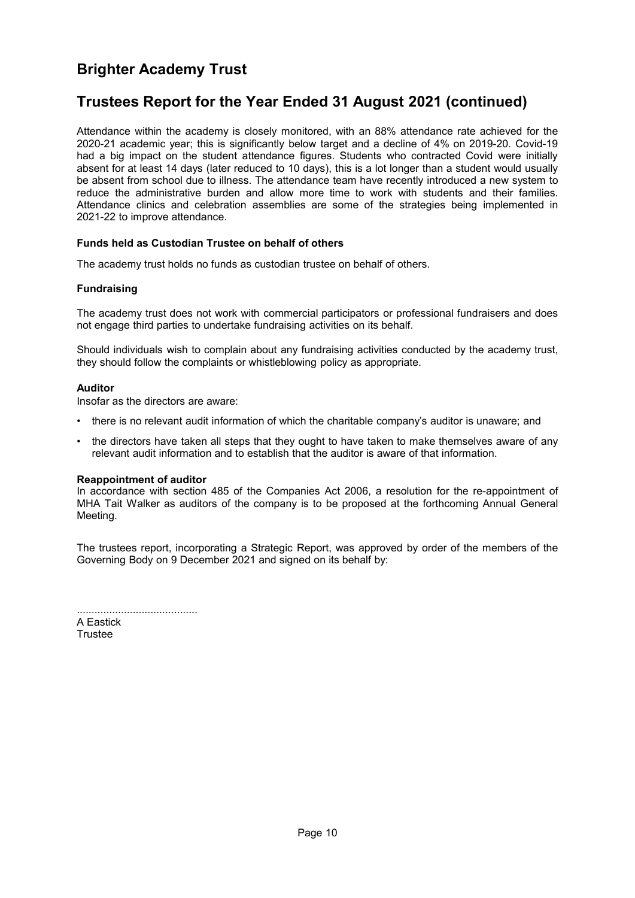Attendance within the academy is closely monitored, with an 88% attendance rate achieved for the 2020-21 academic year; this is significantly below target and a decline of 4% on 2019-20. Covid-19 had a big impact on the student attendance figures. Students who contracted Covid were initially absent for at least 14 days (later reduced to 10 days), this is a lot longer than a student would usually be absent from school due to illness. The attendance team have recently introduced a new system to reduce the administrative burden and allow more time to work with students and their families. Attendance clinics and celebration assemblies are some of the strategies being implemented in 2021-22 to improve attendance.

**Funds held as Custodian Trustee on behalf of others**

The academy trust holds no funds as custodian trustee on behalf of others.

**Fundraising**

The academy trust does not work with commercial participators or professional fundraisers and does not engage third parties to undertake fundraising activities on its behalf.

Should individuals wish to complain about any fundraising activities conducted by the academy trust, they should follow the complaints or whistleblowing policy as appropriate.

**Auditor**

Insofar as the directors are aware:

- there is no relevant audit information of which the charitable company's auditor is unaware; and
- the directors have taken all steps that they ought to have taken to make themselves aware of any relevant audit information and to establish that the auditor is aware of that information.

**Reappointment of auditor**

In accordance with section 485 of the Companies Act 2006, a resolution for the re-appointment of MHA Tait Walker as auditors of the company is to be proposed at the forthcoming Annual General Meeting.

The trustees report, incorporating a Strategic Report, was approved by order of the members of the Governing Body on 9 December 2021 and signed on its behalf by:

.........................................
A Eastick
Trustee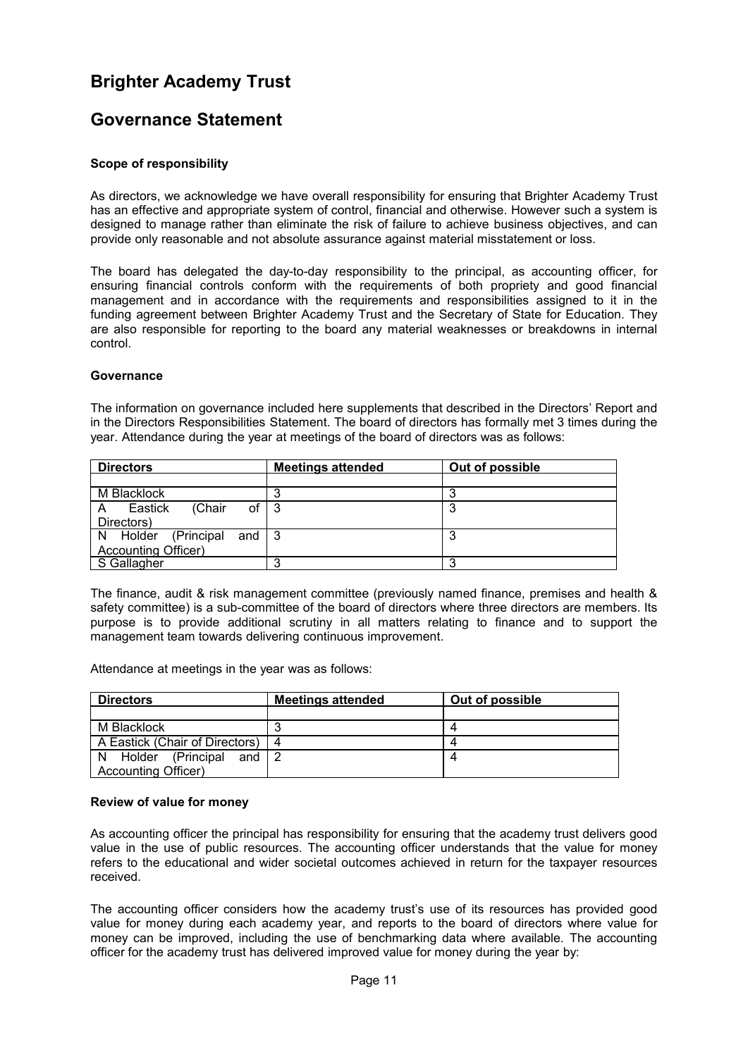# Brighter Academy Trust

## Governance Statement

### Scope of responsibility

As directors, we acknowledge we have overall responsibility for ensuring that Brighter Academy Trust has an effective and appropriate system of control, financial and otherwise. However such a system is designed to manage rather than eliminate the risk of failure to achieve business objectives, and can provide only reasonable and not absolute assurance against material misstatement or loss.

The board has delegated the day-to-day responsibility to the principal, as accounting officer, for ensuring financial controls conform with the requirements of both propriety and good financial management and in accordance with the requirements and responsibilities assigned to it in the funding agreement between Brighter Academy Trust and the Secretary of State for Education. They are also responsible for reporting to the board any material weaknesses or breakdowns in internal control.

### Governance

The information on governance included here supplements that described in the Directors' Report and in the Directors Responsibilities Statement. The board of directors has formally met 3 times during the year. Attendance during the year at meetings of the board of directors was as follows:

| Directors | Meetings attended | Out of possible |
|---|---|---|
| M Blacklock | 3 | 3 |
| A Eastick (Chair of Directors) | 3 | 3 |
| N Holder (Principal and Accounting Officer) | 3 | 3 |
| S Gallagher | 3 | 3 |

The finance, audit & risk management committee (previously named finance, premises and health & safety committee) is a sub-committee of the board of directors where three directors are members. Its purpose is to provide additional scrutiny in all matters relating to finance and to support the management team towards delivering continuous improvement.

Attendance at meetings in the year was as follows:

| Directors | Meetings attended | Out of possible |
|---|---|---|
| M Blacklock | 3 | 4 |
| A Eastick (Chair of Directors) | 4 | 4 |
| N Holder (Principal and Accounting Officer) | 2 | 4 |

### Review of value for money

As accounting officer the principal has responsibility for ensuring that the academy trust delivers good value in the use of public resources. The accounting officer understands that the value for money refers to the educational and wider societal outcomes achieved in return for the taxpayer resources received.

The accounting officer considers how the academy trust's use of its resources has provided good value for money during each academy year, and reports to the board of directors where value for money can be improved, including the use of benchmarking data where available. The accounting officer for the academy trust has delivered improved value for money during the year by: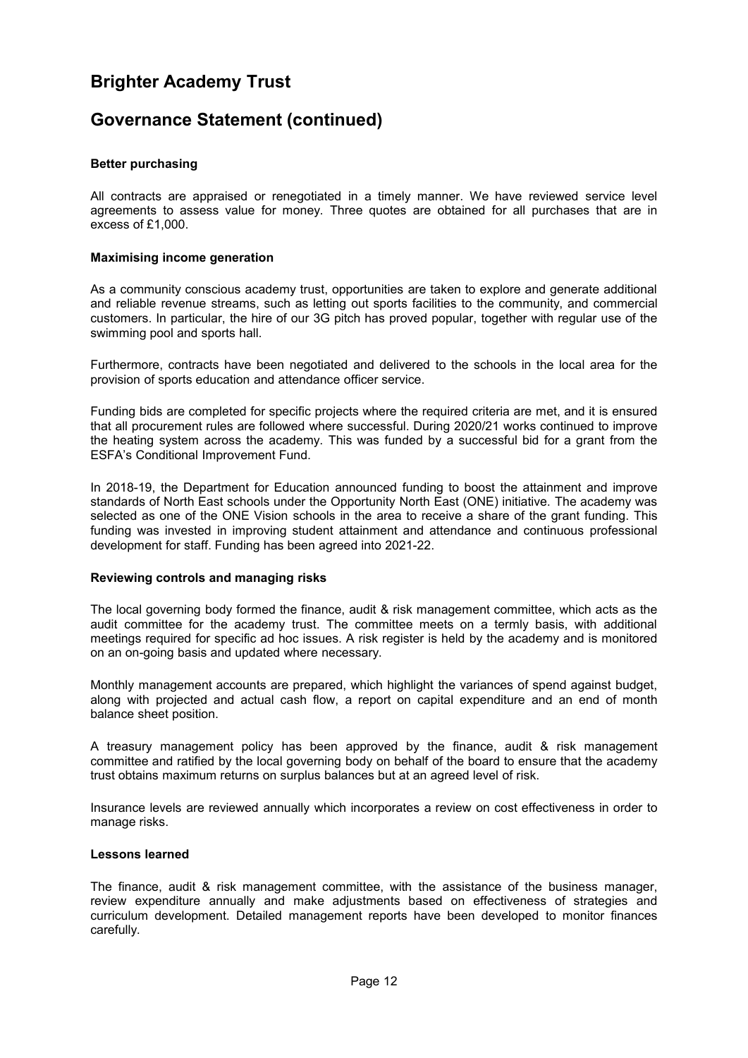# Brighter Academy Trust

## Governance Statement (continued)

**Better purchasing**

All contracts are appraised or renegotiated in a timely manner. We have reviewed service level agreements to assess value for money. Three quotes are obtained for all purchases that are in excess of £1,000.

**Maximising income generation**

As a community conscious academy trust, opportunities are taken to explore and generate additional and reliable revenue streams, such as letting out sports facilities to the community, and commercial customers. In particular, the hire of our 3G pitch has proved popular, together with regular use of the swimming pool and sports hall.

Furthermore, contracts have been negotiated and delivered to the schools in the local area for the provision of sports education and attendance officer service.

Funding bids are completed for specific projects where the required criteria are met, and it is ensured that all procurement rules are followed where successful. During 2020/21 works continued to improve the heating system across the academy. This was funded by a successful bid for a grant from the ESFA's Conditional Improvement Fund.

In 2018-19, the Department for Education announced funding to boost the attainment and improve standards of North East schools under the Opportunity North East (ONE) initiative. The academy was selected as one of the ONE Vision schools in the area to receive a share of the grant funding. This funding was invested in improving student attainment and attendance and continuous professional development for staff. Funding has been agreed into 2021-22.

**Reviewing controls and managing risks**

The local governing body formed the finance, audit & risk management committee, which acts as the audit committee for the academy trust. The committee meets on a termly basis, with additional meetings required for specific ad hoc issues. A risk register is held by the academy and is monitored on an on-going basis and updated where necessary.

Monthly management accounts are prepared, which highlight the variances of spend against budget, along with projected and actual cash flow, a report on capital expenditure and an end of month balance sheet position.

A treasury management policy has been approved by the finance, audit & risk management committee and ratified by the local governing body on behalf of the board to ensure that the academy trust obtains maximum returns on surplus balances but at an agreed level of risk.

Insurance levels are reviewed annually which incorporates a review on cost effectiveness in order to manage risks.

**Lessons learned**

The finance, audit & risk management committee, with the assistance of the business manager, review expenditure annually and make adjustments based on effectiveness of strategies and curriculum development. Detailed management reports have been developed to monitor finances carefully.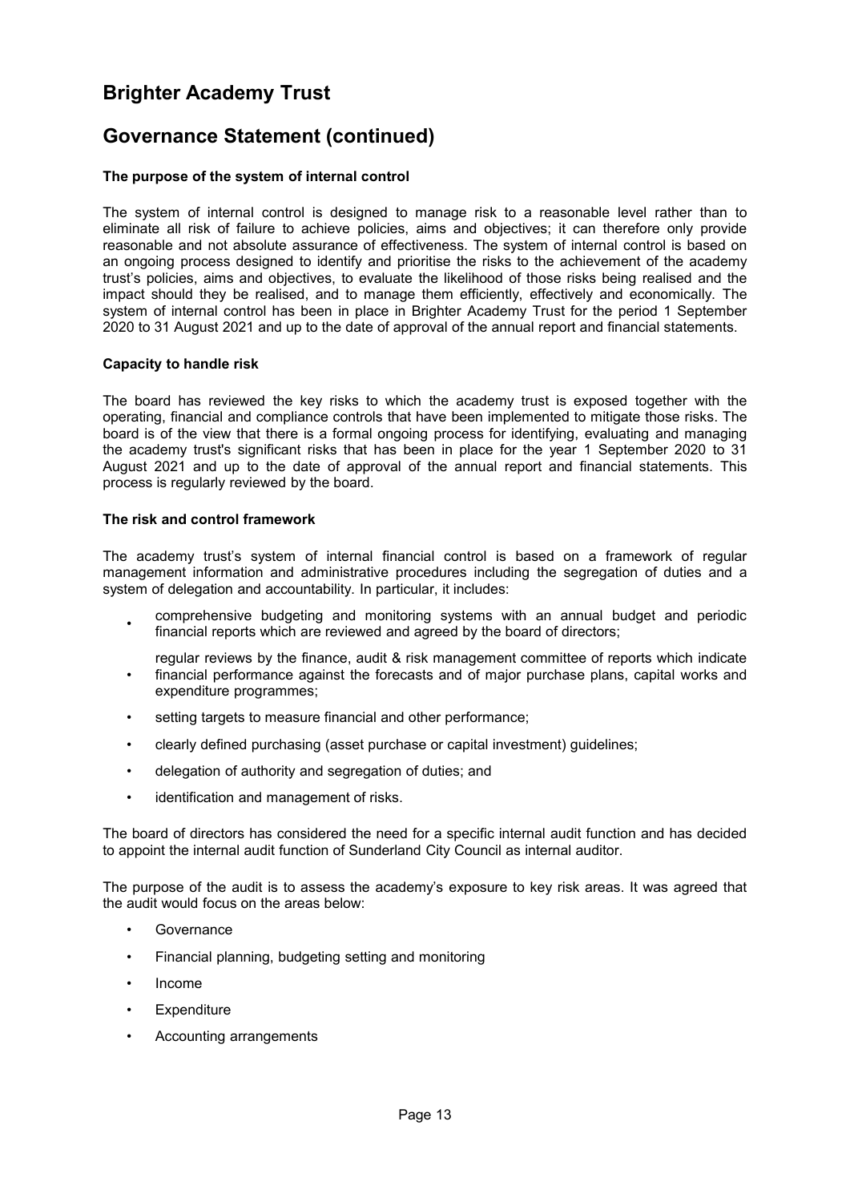# Brighter Academy Trust

## Governance Statement (continued)

### The purpose of the system of internal control

The system of internal control is designed to manage risk to a reasonable level rather than to eliminate all risk of failure to achieve policies, aims and objectives; it can therefore only provide reasonable and not absolute assurance of effectiveness. The system of internal control is based on an ongoing process designed to identify and prioritise the risks to the achievement of the academy trust's policies, aims and objectives, to evaluate the likelihood of those risks being realised and the impact should they be realised, and to manage them efficiently, effectively and economically. The system of internal control has been in place in Brighter Academy Trust for the period 1 September 2020 to 31 August 2021 and up to the date of approval of the annual report and financial statements.

### Capacity to handle risk

The board has reviewed the key risks to which the academy trust is exposed together with the operating, financial and compliance controls that have been implemented to mitigate those risks. The board is of the view that there is a formal ongoing process for identifying, evaluating and managing the academy trust's significant risks that has been in place for the year 1 September 2020 to 31 August 2021 and up to the date of approval of the annual report and financial statements. This process is regularly reviewed by the board.

### The risk and control framework

The academy trust's system of internal financial control is based on a framework of regular management information and administrative procedures including the segregation of duties and a system of delegation and accountability. In particular, it includes:

- comprehensive budgeting and monitoring systems with an annual budget and periodic financial reports which are reviewed and agreed by the board of directors;
- regular reviews by the finance, audit & risk management committee of reports which indicate financial performance against the forecasts and of major purchase plans, capital works and expenditure programmes;
- setting targets to measure financial and other performance;
- clearly defined purchasing (asset purchase or capital investment) guidelines;
- delegation of authority and segregation of duties; and
- identification and management of risks.

The board of directors has considered the need for a specific internal audit function and has decided to appoint the internal audit function of Sunderland City Council as internal auditor.

The purpose of the audit is to assess the academy's exposure to key risk areas. It was agreed that the audit would focus on the areas below:

- Governance
- Financial planning, budgeting setting and monitoring
- Income
- Expenditure
- Accounting arrangements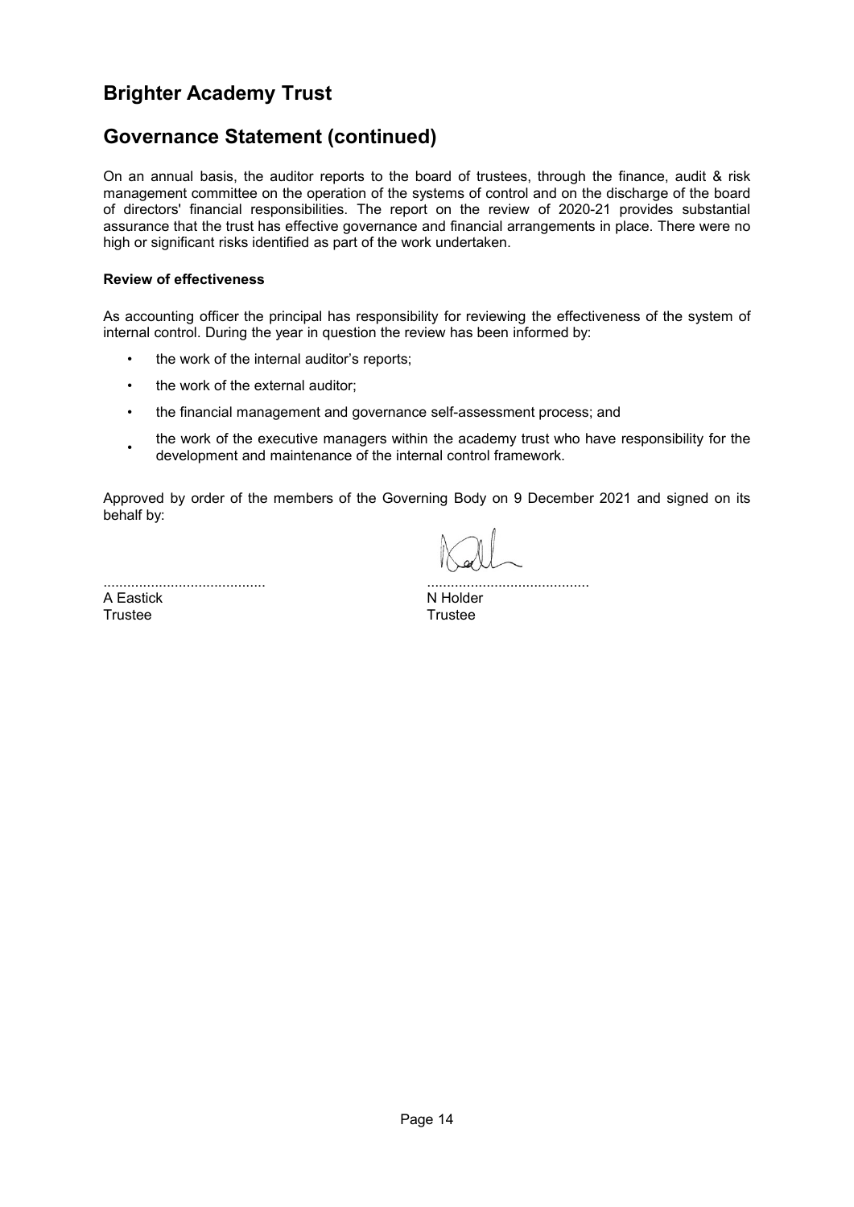# Brighter Academy Trust

## Governance Statement (continued)

On an annual basis, the auditor reports to the board of trustees, through the finance, audit & risk management committee on the operation of the systems of control and on the discharge of the board of directors' financial responsibilities. The report on the review of 2020-21 provides substantial assurance that the trust has effective governance and financial arrangements in place. There were no high or significant risks identified as part of the work undertaken.

### Review of effectiveness

As accounting officer the principal has responsibility for reviewing the effectiveness of the system of internal control. During the year in question the review has been informed by:

- the work of the internal auditor's reports;
- the work of the external auditor;
- the financial management and governance self-assessment process; and
- the work of the executive managers within the academy trust who have responsibility for the development and maintenance of the internal control framework.

Approved by order of the members of the Governing Body on 9 December 2021 and signed on its behalf by:

| ......................................... | ......................................... |
|---|---|
| A Eastick | N Holder |
| Trustee | Trustee |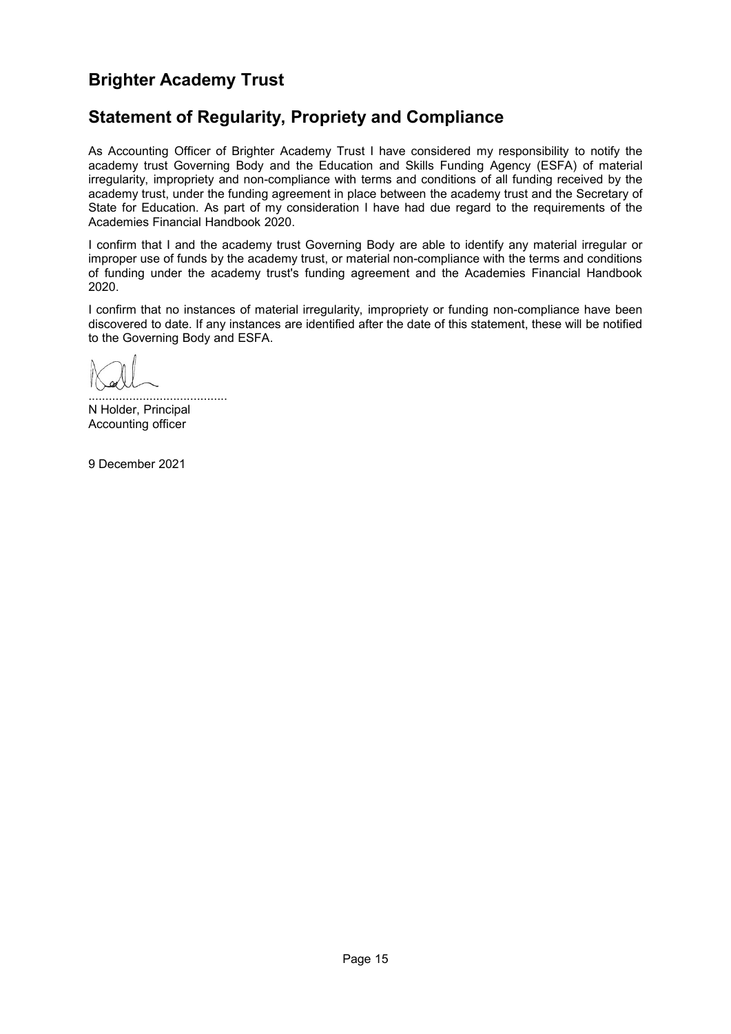# Brighter Academy Trust

## Statement of Regularity, Propriety and Compliance

As Accounting Officer of Brighter Academy Trust I have considered my responsibility to notify the academy trust Governing Body and the Education and Skills Funding Agency (ESFA) of material irregularity, impropriety and non-compliance with terms and conditions of all funding received by the academy trust, under the funding agreement in place between the academy trust and the Secretary of State for Education. As part of my consideration I have had due regard to the requirements of the Academies Financial Handbook 2020.

I confirm that I and the academy trust Governing Body are able to identify any material irregular or improper use of funds by the academy trust, or material non-compliance with the terms and conditions of funding under the academy trust's funding agreement and the Academies Financial Handbook 2020.

I confirm that no instances of material irregularity, impropriety or funding non-compliance have been discovered to date. If any instances are identified after the date of this statement, these will be notified to the Governing Body and ESFA.

.........................................
N Holder, Principal
Accounting officer

9 December 2021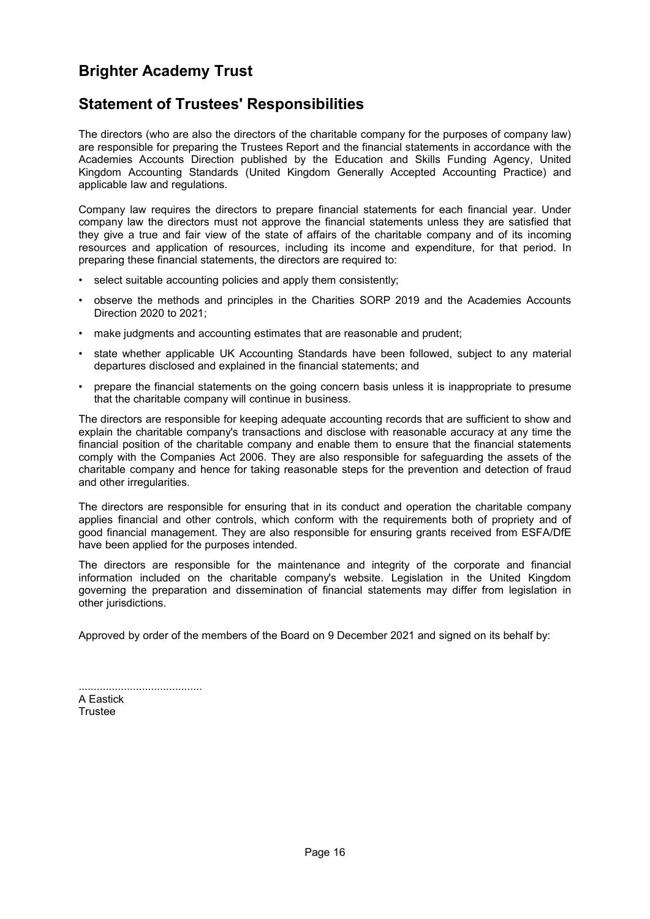# Brighter Academy Trust

## Statement of Trustees' Responsibilities

The directors (who are also the directors of the charitable company for the purposes of company law) are responsible for preparing the Trustees Report and the financial statements in accordance with the Academies Accounts Direction published by the Education and Skills Funding Agency, United Kingdom Accounting Standards (United Kingdom Generally Accepted Accounting Practice) and applicable law and regulations.

Company law requires the directors to prepare financial statements for each financial year. Under company law the directors must not approve the financial statements unless they are satisfied that they give a true and fair view of the state of affairs of the charitable company and of its incoming resources and application of resources, including its income and expenditure, for that period. In preparing these financial statements, the directors are required to:

- select suitable accounting policies and apply them consistently;
- observe the methods and principles in the Charities SORP 2019 and the Academies Accounts Direction 2020 to 2021;
- make judgments and accounting estimates that are reasonable and prudent;
- state whether applicable UK Accounting Standards have been followed, subject to any material departures disclosed and explained in the financial statements; and
- prepare the financial statements on the going concern basis unless it is inappropriate to presume that the charitable company will continue in business.

The directors are responsible for keeping adequate accounting records that are sufficient to show and explain the charitable company's transactions and disclose with reasonable accuracy at any time the financial position of the charitable company and enable them to ensure that the financial statements comply with the Companies Act 2006. They are also responsible for safeguarding the assets of the charitable company and hence for taking reasonable steps for the prevention and detection of fraud and other irregularities.

The directors are responsible for ensuring that in its conduct and operation the charitable company applies financial and other controls, which conform with the requirements both of propriety and of good financial management. They are also responsible for ensuring grants received from ESFA/DfE have been applied for the purposes intended.

The directors are responsible for the maintenance and integrity of the corporate and financial information included on the charitable company's website. Legislation in the United Kingdom governing the preparation and dissemination of financial statements may differ from legislation in other jurisdictions.

Approved by order of the members of the Board on 9 December 2021 and signed on its behalf by:

.........................................
A Eastick
Trustee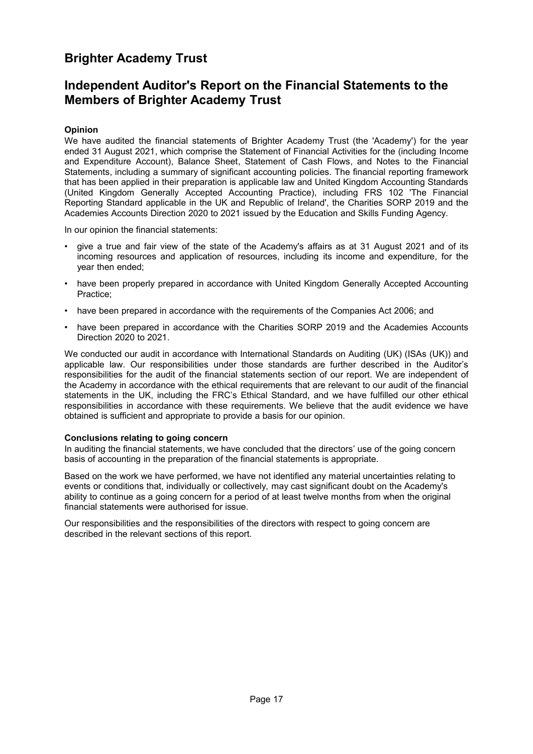# Brighter Academy Trust

## Independent Auditor's Report on the Financial Statements to the Members of Brighter Academy Trust

**Opinion**

We have audited the financial statements of Brighter Academy Trust (the 'Academy') for the year ended 31 August 2021, which comprise the Statement of Financial Activities for the (including Income and Expenditure Account), Balance Sheet, Statement of Cash Flows, and Notes to the Financial Statements, including a summary of significant accounting policies. The financial reporting framework that has been applied in their preparation is applicable law and United Kingdom Accounting Standards (United Kingdom Generally Accepted Accounting Practice), including FRS 102 'The Financial Reporting Standard applicable in the UK and Republic of Ireland', the Charities SORP 2019 and the Academies Accounts Direction 2020 to 2021 issued by the Education and Skills Funding Agency.

In our opinion the financial statements:

- give a true and fair view of the state of the Academy's affairs as at 31 August 2021 and of its incoming resources and application of resources, including its income and expenditure, for the year then ended;
- have been properly prepared in accordance with United Kingdom Generally Accepted Accounting Practice;
- have been prepared in accordance with the requirements of the Companies Act 2006; and
- have been prepared in accordance with the Charities SORP 2019 and the Academies Accounts Direction 2020 to 2021.

We conducted our audit in accordance with International Standards on Auditing (UK) (ISAs (UK)) and applicable law. Our responsibilities under those standards are further described in the Auditor's responsibilities for the audit of the financial statements section of our report. We are independent of the Academy in accordance with the ethical requirements that are relevant to our audit of the financial statements in the UK, including the FRC's Ethical Standard, and we have fulfilled our other ethical responsibilities in accordance with these requirements. We believe that the audit evidence we have obtained is sufficient and appropriate to provide a basis for our opinion.

**Conclusions relating to going concern**

In auditing the financial statements, we have concluded that the directors' use of the going concern basis of accounting in the preparation of the financial statements is appropriate.

Based on the work we have performed, we have not identified any material uncertainties relating to events or conditions that, individually or collectively, may cast significant doubt on the Academy's ability to continue as a going concern for a period of at least twelve months from when the original financial statements were authorised for issue.

Our responsibilities and the responsibilities of the directors with respect to going concern are described in the relevant sections of this report.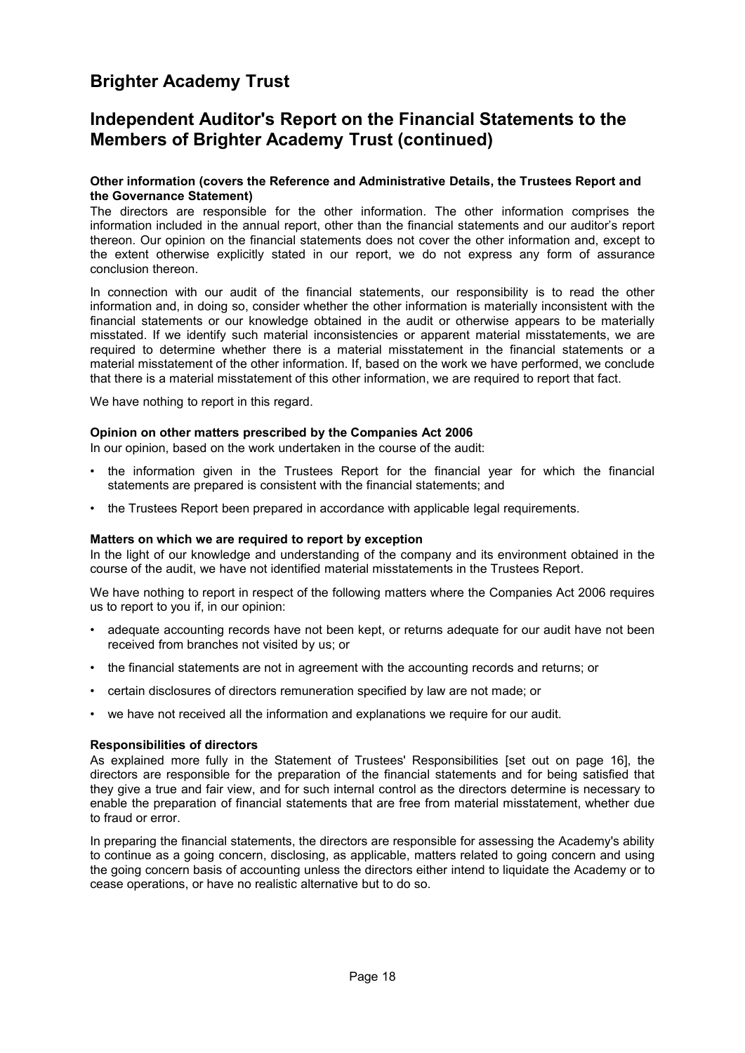# Brighter Academy Trust

## Independent Auditor's Report on the Financial Statements to the Members of Brighter Academy Trust (continued)

**Other information (covers the Reference and Administrative Details, the Trustees Report and the Governance Statement)**

The directors are responsible for the other information. The other information comprises the information included in the annual report, other than the financial statements and our auditor's report thereon. Our opinion on the financial statements does not cover the other information and, except to the extent otherwise explicitly stated in our report, we do not express any form of assurance conclusion thereon.

In connection with our audit of the financial statements, our responsibility is to read the other information and, in doing so, consider whether the other information is materially inconsistent with the financial statements or our knowledge obtained in the audit or otherwise appears to be materially misstated. If we identify such material inconsistencies or apparent material misstatements, we are required to determine whether there is a material misstatement in the financial statements or a material misstatement of the other information. If, based on the work we have performed, we conclude that there is a material misstatement of this other information, we are required to report that fact.

We have nothing to report in this regard.

**Opinion on other matters prescribed by the Companies Act 2006**

In our opinion, based on the work undertaken in the course of the audit:

- the information given in the Trustees Report for the financial year for which the financial statements are prepared is consistent with the financial statements; and
- the Trustees Report been prepared in accordance with applicable legal requirements.

**Matters on which we are required to report by exception**

In the light of our knowledge and understanding of the company and its environment obtained in the course of the audit, we have not identified material misstatements in the Trustees Report.

We have nothing to report in respect of the following matters where the Companies Act 2006 requires us to report to you if, in our opinion:

- adequate accounting records have not been kept, or returns adequate for our audit have not been received from branches not visited by us; or
- the financial statements are not in agreement with the accounting records and returns; or
- certain disclosures of directors remuneration specified by law are not made; or
- we have not received all the information and explanations we require for our audit.

**Responsibilities of directors**

As explained more fully in the Statement of Trustees' Responsibilities [set out on page 16], the directors are responsible for the preparation of the financial statements and for being satisfied that they give a true and fair view, and for such internal control as the directors determine is necessary to enable the preparation of financial statements that are free from material misstatement, whether due to fraud or error.

In preparing the financial statements, the directors are responsible for assessing the Academy's ability to continue as a going concern, disclosing, as applicable, matters related to going concern and using the going concern basis of accounting unless the directors either intend to liquidate the Academy or to cease operations, or have no realistic alternative but to do so.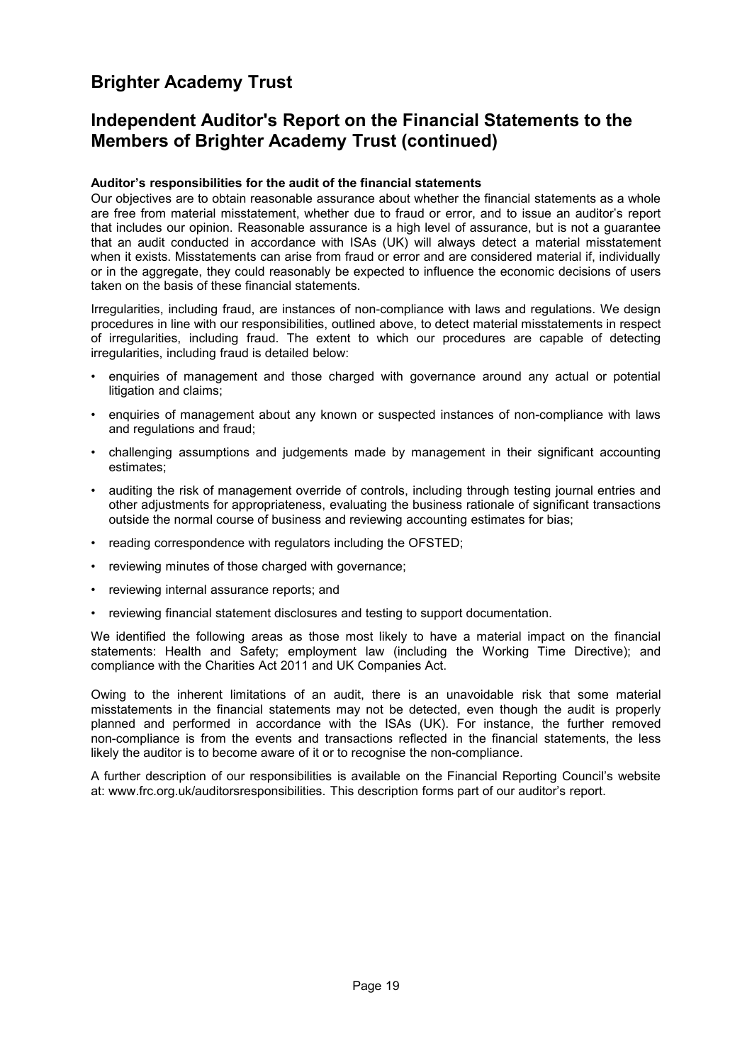# Brighter Academy Trust

## Independent Auditor's Report on the Financial Statements to the Members of Brighter Academy Trust (continued)

**Auditor's responsibilities for the audit of the financial statements**

Our objectives are to obtain reasonable assurance about whether the financial statements as a whole are free from material misstatement, whether due to fraud or error, and to issue an auditor's report that includes our opinion. Reasonable assurance is a high level of assurance, but is not a guarantee that an audit conducted in accordance with ISAs (UK) will always detect a material misstatement when it exists. Misstatements can arise from fraud or error and are considered material if, individually or in the aggregate, they could reasonably be expected to influence the economic decisions of users taken on the basis of these financial statements.

Irregularities, including fraud, are instances of non-compliance with laws and regulations. We design procedures in line with our responsibilities, outlined above, to detect material misstatements in respect of irregularities, including fraud. The extent to which our procedures are capable of detecting irregularities, including fraud is detailed below:

- enquiries of management and those charged with governance around any actual or potential litigation and claims;
- enquiries of management about any known or suspected instances of non-compliance with laws and regulations and fraud;
- challenging assumptions and judgements made by management in their significant accounting estimates;
- auditing the risk of management override of controls, including through testing journal entries and other adjustments for appropriateness, evaluating the business rationale of significant transactions outside the normal course of business and reviewing accounting estimates for bias;
- reading correspondence with regulators including the OFSTED;
- reviewing minutes of those charged with governance;
- reviewing internal assurance reports; and
- reviewing financial statement disclosures and testing to support documentation.

We identified the following areas as those most likely to have a material impact on the financial statements: Health and Safety; employment law (including the Working Time Directive); and compliance with the Charities Act 2011 and UK Companies Act.

Owing to the inherent limitations of an audit, there is an unavoidable risk that some material misstatements in the financial statements may not be detected, even though the audit is properly planned and performed in accordance with the ISAs (UK). For instance, the further removed non-compliance is from the events and transactions reflected in the financial statements, the less likely the auditor is to become aware of it or to recognise the non-compliance.

A further description of our responsibilities is available on the Financial Reporting Council's website at: www.frc.org.uk/auditorsresponsibilities. This description forms part of our auditor's report.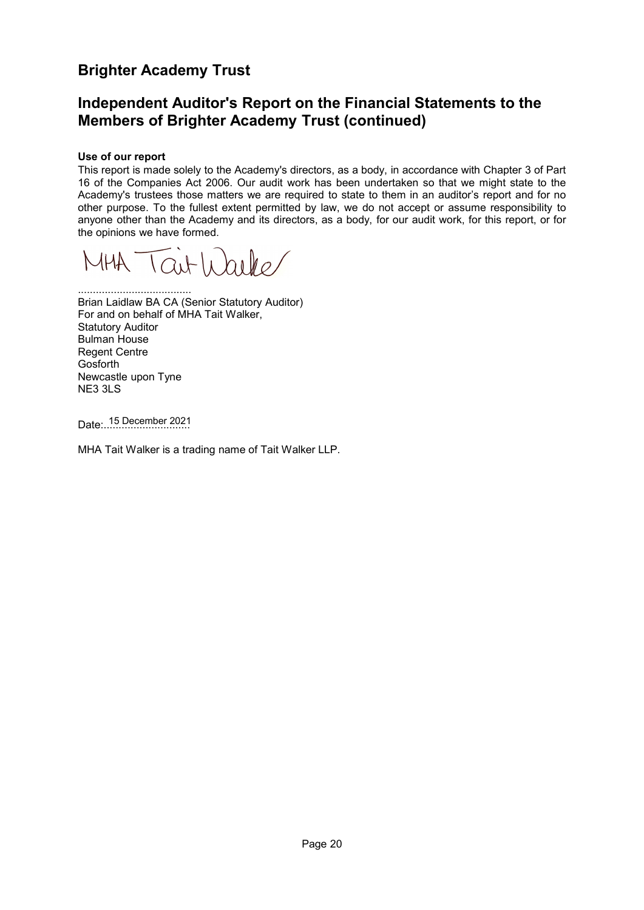# Brighter Academy Trust

## Independent Auditor's Report on the Financial Statements to the Members of Brighter Academy Trust (continued)

**Use of our report**

This report is made solely to the Academy's directors, as a body, in accordance with Chapter 3 of Part 16 of the Companies Act 2006. Our audit work has been undertaken so that we might state to the Academy's trustees those matters we are required to state to them in an auditor's report and for no other purpose. To the fullest extent permitted by law, we do not accept or assume responsibility to anyone other than the Academy and its directors, as a body, for our audit work, for this report, or for the opinions we have formed.

MHA Tait Walker

......................................
Brian Laidlaw BA CA (Senior Statutory Auditor)
For and on behalf of MHA Tait Walker,
Statutory Auditor
Bulman House
Regent Centre
Gosforth
Newcastle upon Tyne
NE3 3LS

Date: 15 December 2021

MHA Tait Walker is a trading name of Tait Walker LLP.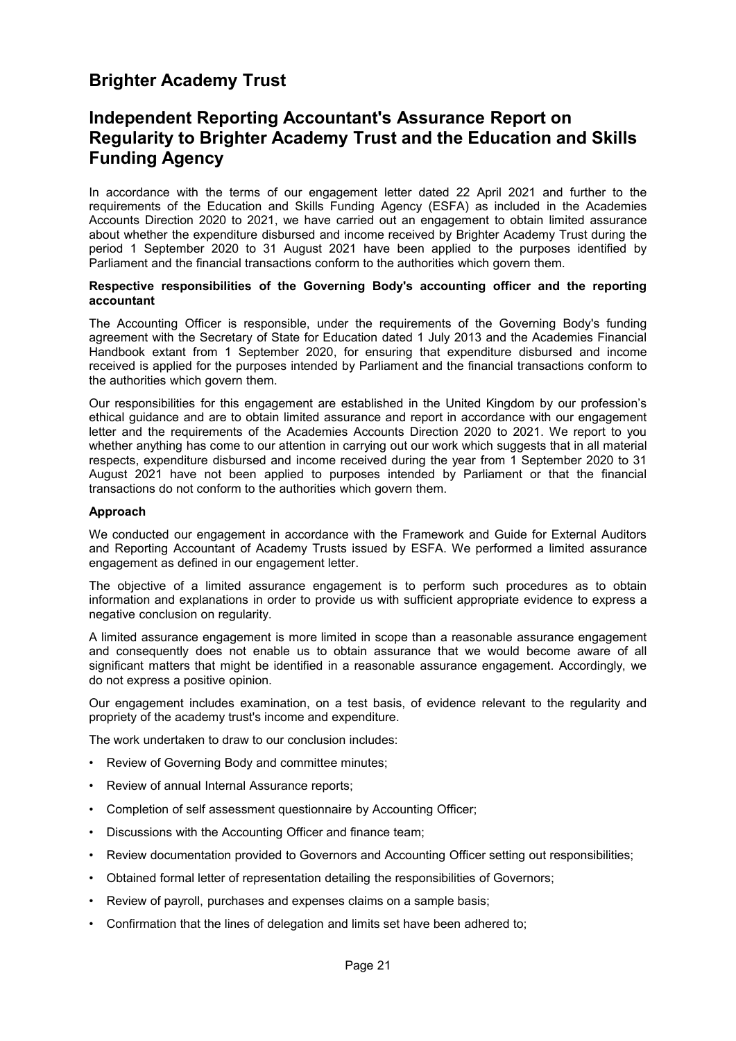# Brighter Academy Trust

## Independent Reporting Accountant's Assurance Report on Regularity to Brighter Academy Trust and the Education and Skills Funding Agency

In accordance with the terms of our engagement letter dated 22 April 2021 and further to the requirements of the Education and Skills Funding Agency (ESFA) as included in the Academies Accounts Direction 2020 to 2021, we have carried out an engagement to obtain limited assurance about whether the expenditure disbursed and income received by Brighter Academy Trust during the period 1 September 2020 to 31 August 2021 have been applied to the purposes identified by Parliament and the financial transactions conform to the authorities which govern them.

**Respective responsibilities of the Governing Body's accounting officer and the reporting accountant**

The Accounting Officer is responsible, under the requirements of the Governing Body's funding agreement with the Secretary of State for Education dated 1 July 2013 and the Academies Financial Handbook extant from 1 September 2020, for ensuring that expenditure disbursed and income received is applied for the purposes intended by Parliament and the financial transactions conform to the authorities which govern them.

Our responsibilities for this engagement are established in the United Kingdom by our profession's ethical guidance and are to obtain limited assurance and report in accordance with our engagement letter and the requirements of the Academies Accounts Direction 2020 to 2021. We report to you whether anything has come to our attention in carrying out our work which suggests that in all material respects, expenditure disbursed and income received during the year from 1 September 2020 to 31 August 2021 have not been applied to purposes intended by Parliament or that the financial transactions do not conform to the authorities which govern them.

**Approach**

We conducted our engagement in accordance with the Framework and Guide for External Auditors and Reporting Accountant of Academy Trusts issued by ESFA. We performed a limited assurance engagement as defined in our engagement letter.

The objective of a limited assurance engagement is to perform such procedures as to obtain information and explanations in order to provide us with sufficient appropriate evidence to express a negative conclusion on regularity.

A limited assurance engagement is more limited in scope than a reasonable assurance engagement and consequently does not enable us to obtain assurance that we would become aware of all significant matters that might be identified in a reasonable assurance engagement. Accordingly, we do not express a positive opinion.

Our engagement includes examination, on a test basis, of evidence relevant to the regularity and propriety of the academy trust's income and expenditure.

The work undertaken to draw to our conclusion includes:

- Review of Governing Body and committee minutes;
- Review of annual Internal Assurance reports;
- Completion of self assessment questionnaire by Accounting Officer;
- Discussions with the Accounting Officer and finance team;
- Review documentation provided to Governors and Accounting Officer setting out responsibilities;
- Obtained formal letter of representation detailing the responsibilities of Governors;
- Review of payroll, purchases and expenses claims on a sample basis;
- Confirmation that the lines of delegation and limits set have been adhered to;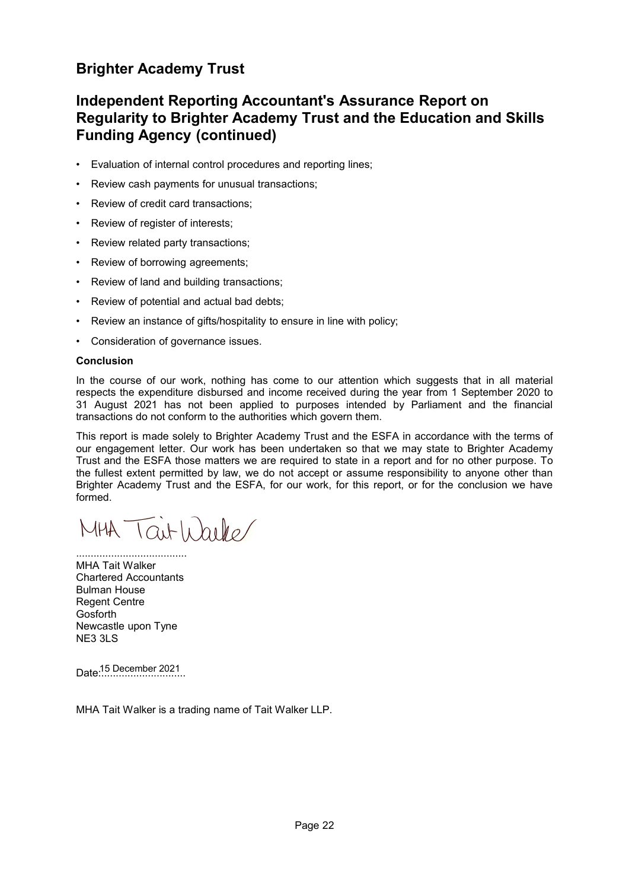# Brighter Academy Trust

## Independent Reporting Accountant's Assurance Report on Regularity to Brighter Academy Trust and the Education and Skills Funding Agency (continued)

- Evaluation of internal control procedures and reporting lines;
- Review cash payments for unusual transactions;
- Review of credit card transactions;
- Review of register of interests;
- Review related party transactions;
- Review of borrowing agreements;
- Review of land and building transactions;
- Review of potential and actual bad debts;
- Review an instance of gifts/hospitality to ensure in line with policy;
- Consideration of governance issues.

**Conclusion**

In the course of our work, nothing has come to our attention which suggests that in all material respects the expenditure disbursed and income received during the year from 1 September 2020 to 31 August 2021 has not been applied to purposes intended by Parliament and the financial transactions do not conform to the authorities which govern them.

This report is made solely to Brighter Academy Trust and the ESFA in accordance with the terms of our engagement letter. Our work has been undertaken so that we may state to Brighter Academy Trust and the ESFA those matters we are required to state in a report and for no other purpose. To the fullest extent permitted by law, we do not accept or assume responsibility to anyone other than Brighter Academy Trust and the ESFA, for our work, for this report, or for the conclusion we have formed.

MHA Tait Walker

......................................
MHA Tait Walker
Chartered Accountants
Bulman House
Regent Centre
Gosforth
Newcastle upon Tyne
NE3 3LS

Date: 15 December 2021

MHA Tait Walker is a trading name of Tait Walker LLP.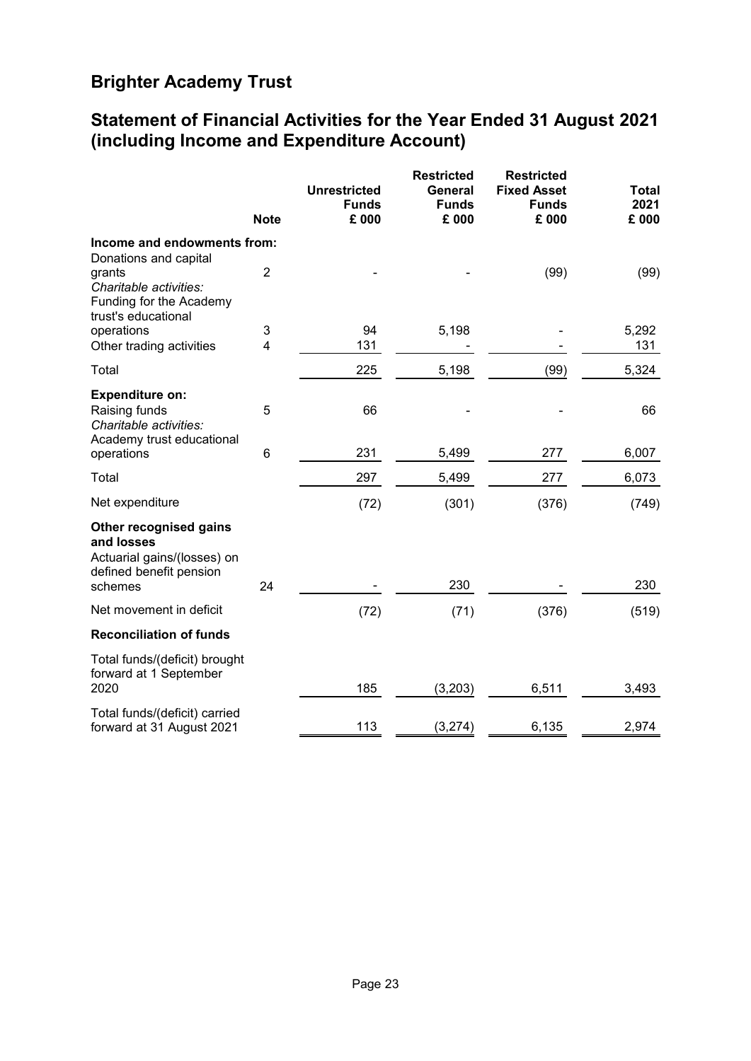# Brighter Academy Trust

## Statement of Financial Activities for the Year Ended 31 August 2021 (including Income and Expenditure Account)

| | Note | Unrestricted Funds £ 000 | Restricted General Funds £ 000 | Restricted Fixed Asset Funds £ 000 | Total 2021 £ 000 |
|---|---|---|---|---|---|
| **Income and endowments from:** | | | | | |
| Donations and capital grants | 2 | - | - | (99) | (99) |
| *Charitable activities:* | | | | | |
| Funding for the Academy trust's educational operations | 3 | 94 | 5,198 | - | 5,292 |
| Other trading activities | 4 | 131 | - | - | 131 |
| Total | | 225 | 5,198 | (99) | 5,324 |
| **Expenditure on:** | | | | | |
| Raising funds | 5 | 66 | - | - | 66 |
| *Charitable activities:* | | | | | |
| Academy trust educational operations | 6 | 231 | 5,499 | 277 | 6,007 |
| Total | | 297 | 5,499 | 277 | 6,073 |
| Net expenditure | | (72) | (301) | (376) | (749) |
| **Other recognised gains and losses** | | | | | |
| Actuarial gains/(losses) on defined benefit pension schemes | 24 | - | 230 | - | 230 |
| Net movement in deficit | | (72) | (71) | (376) | (519) |
| **Reconciliation of funds** | | | | | |
| Total funds/(deficit) brought forward at 1 September 2020 | | 185 | (3,203) | 6,511 | 3,493 |
| Total funds/(deficit) carried forward at 31 August 2021 | | 113 | (3,274) | 6,135 | 2,974 |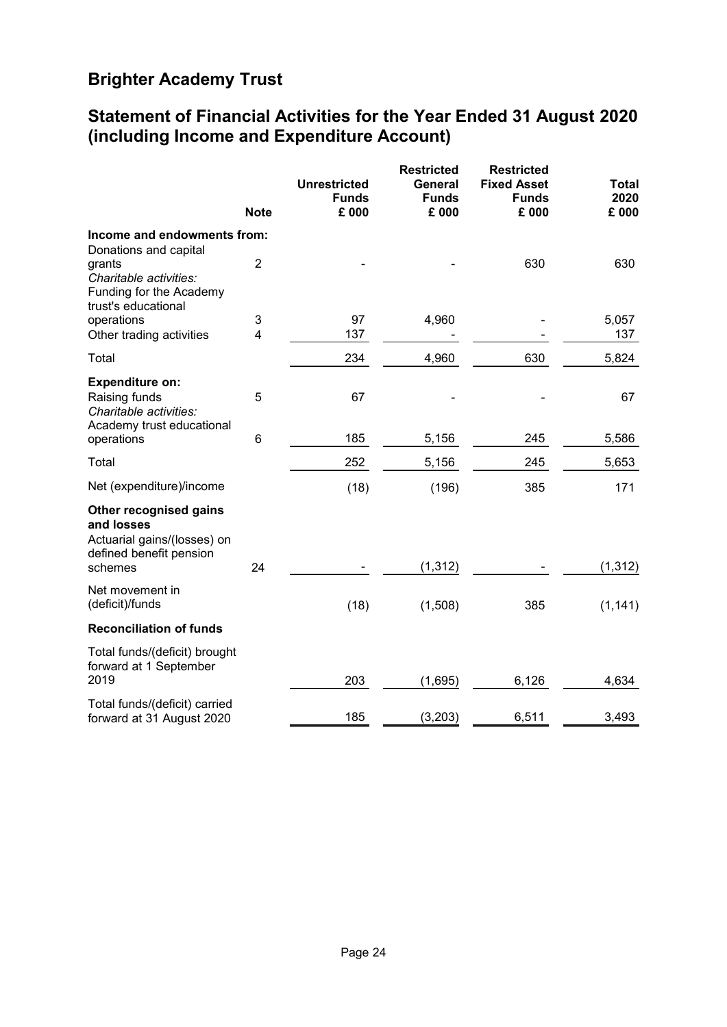# Brighter Academy Trust

## Statement of Financial Activities for the Year Ended 31 August 2020 (including Income and Expenditure Account)

| | Note | Unrestricted Funds £ 000 | Restricted General Funds £ 000 | Restricted Fixed Asset Funds £ 000 | Total 2020 £ 000 |
|---|---|---|---|---|---|
| **Income and endowments from:** | | | | | |
| Donations and capital grants | 2 | - | - | 630 | 630 |
| *Charitable activities:* | | | | | |
| Funding for the Academy trust's educational operations | 3 | 97 | 4,960 | - | 5,057 |
| Other trading activities | 4 | 137 | - | - | 137 |
| Total | | 234 | 4,960 | 630 | 5,824 |
| **Expenditure on:** | | | | | |
| Raising funds | 5 | 67 | - | - | 67 |
| *Charitable activities:* | | | | | |
| Academy trust educational operations | 6 | 185 | 5,156 | 245 | 5,586 |
| Total | | 252 | 5,156 | 245 | 5,653 |
| Net (expenditure)/income | | (18) | (196) | 385 | 171 |
| **Other recognised gains and losses** | | | | | |
| Actuarial gains/(losses) on defined benefit pension schemes | 24 | - | (1,312) | - | (1,312) |
| Net movement in (deficit)/funds | | (18) | (1,508) | 385 | (1,141) |
| **Reconciliation of funds** | | | | | |
| Total funds/(deficit) brought forward at 1 September 2019 | | 203 | (1,695) | 6,126 | 4,634 |
| Total funds/(deficit) carried forward at 31 August 2020 | | 185 | (3,203) | 6,511 | 3,493 |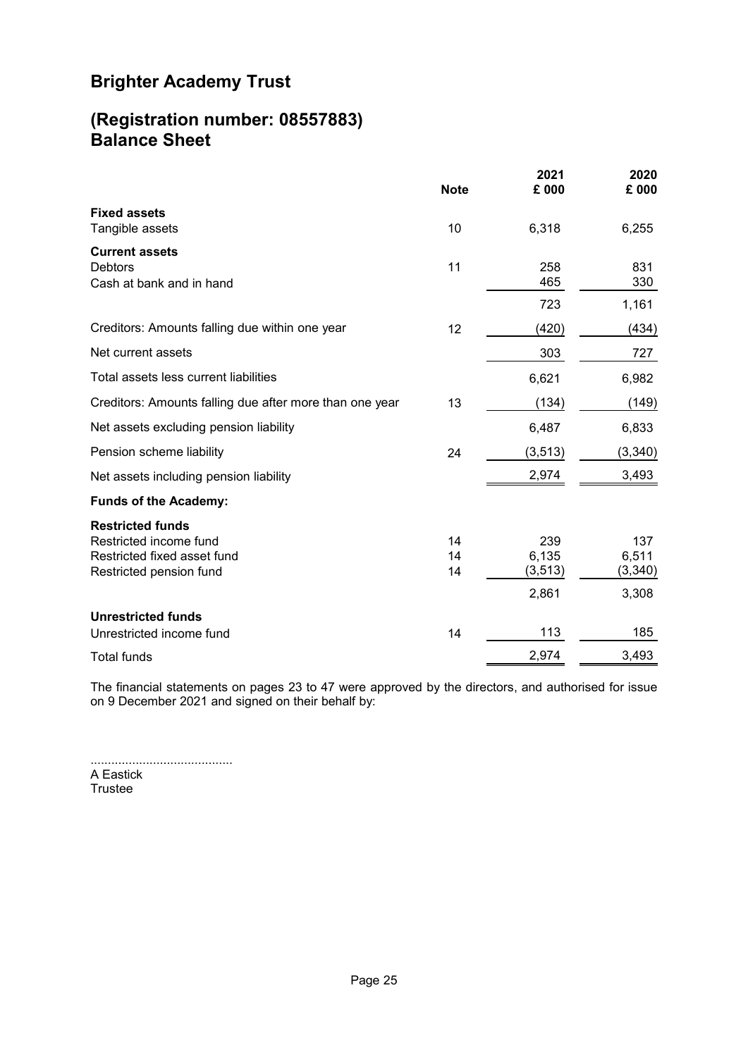# Brighter Academy Trust

## (Registration number: 08557883)
## Balance Sheet

| | Note | 2021<br>£ 000 | 2020<br>£ 000 |
|---|---|---|---|
| **Fixed assets** | | | |
| Tangible assets | 10 | 6,318 | 6,255 |
| **Current assets** | | | |
| Debtors | 11 | 258 | 831 |
| Cash at bank and in hand | | 465 | 330 |
| | | 723 | 1,161 |
| Creditors: Amounts falling due within one year | 12 | (420) | (434) |
| Net current assets | | 303 | 727 |
| Total assets less current liabilities | | 6,621 | 6,982 |
| Creditors: Amounts falling due after more than one year | 13 | (134) | (149) |
| Net assets excluding pension liability | | 6,487 | 6,833 |
| Pension scheme liability | 24 | (3,513) | (3,340) |
| Net assets including pension liability | | 2,974 | 3,493 |
| **Funds of the Academy:** | | | |
| **Restricted funds** | | | |
| Restricted income fund | 14 | 239 | 137 |
| Restricted fixed asset fund | 14 | 6,135 | 6,511 |
| Restricted pension fund | 14 | (3,513) | (3,340) |
| | | 2,861 | 3,308 |
| **Unrestricted funds** | | | |
| Unrestricted income fund | 14 | 113 | 185 |
| Total funds | | 2,974 | 3,493 |

The financial statements on pages 23 to 47 were approved by the directors, and authorised for issue on 9 December 2021 and signed on their behalf by:

.........................................
A Eastick
Trustee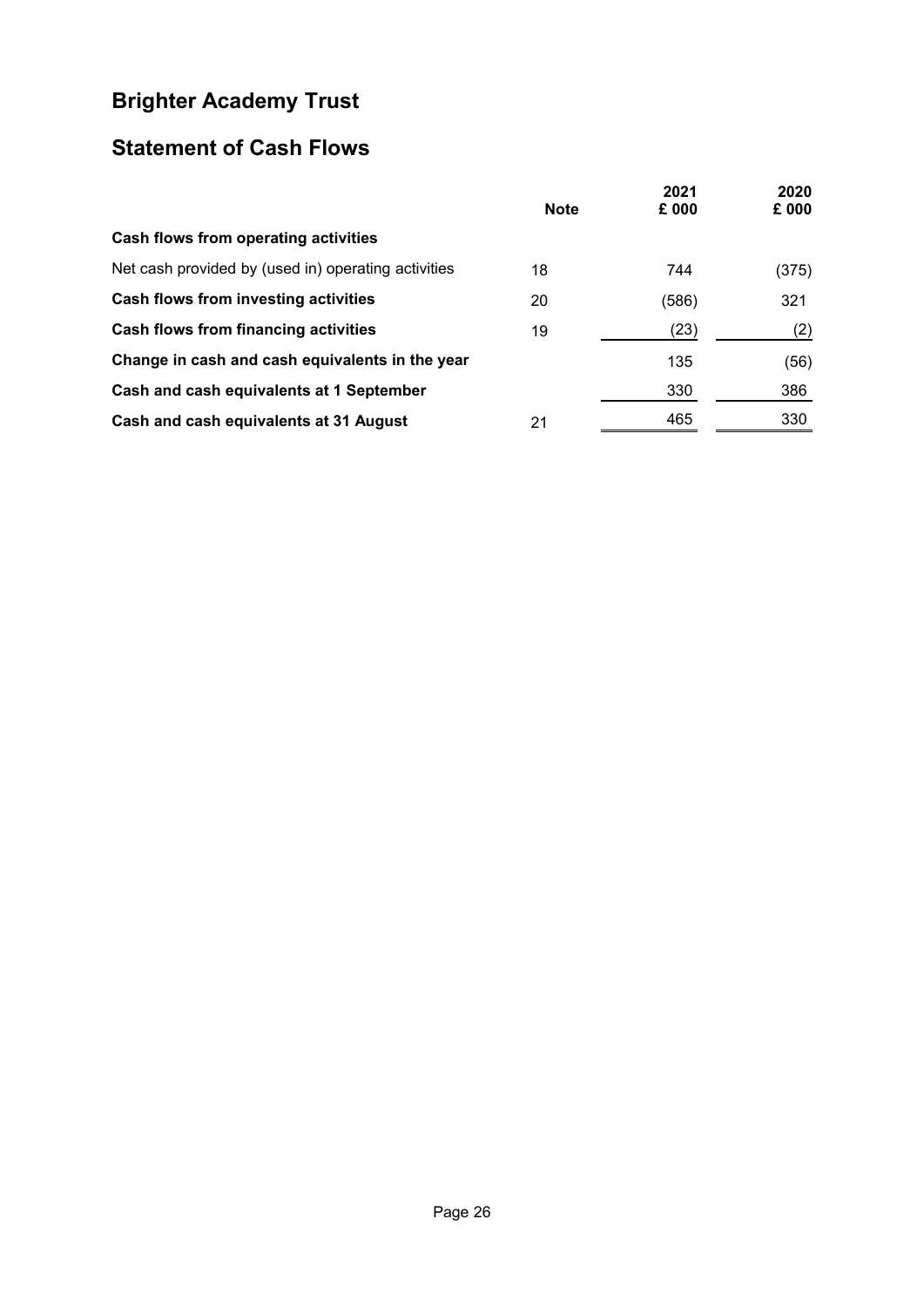# Brighter Academy Trust

## Statement of Cash Flows

| | Note | 2021<br>£ 000 | 2020<br>£ 000 |
|---|---|---|---|
| **Cash flows from operating activities** | | | |
| Net cash provided by (used in) operating activities | 18 | 744 | (375) |
| **Cash flows from investing activities** | 20 | (586) | 321 |
| **Cash flows from financing activities** | 19 | (23) | (2) |
| **Change in cash and cash equivalents in the year** | | 135 | (56) |
| **Cash and cash equivalents at 1 September** | | 330 | 386 |
| **Cash and cash equivalents at 31 August** | 21 | 465 | 330 |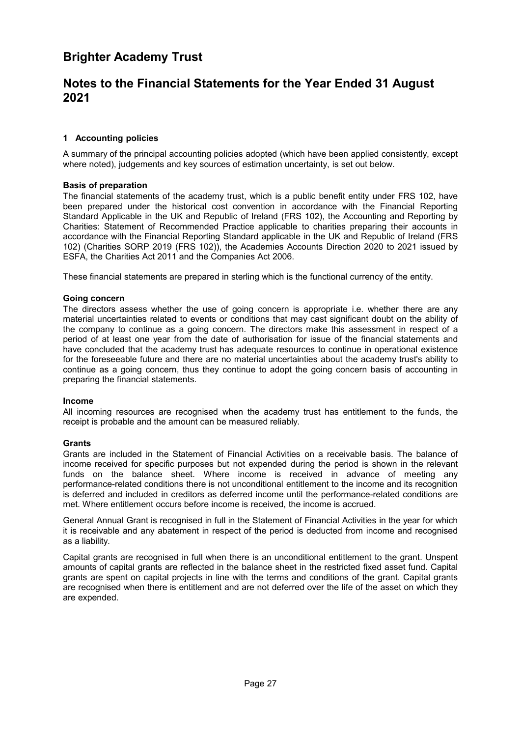# Brighter Academy Trust

## Notes to the Financial Statements for the Year Ended 31 August 2021

### 1 Accounting policies

A summary of the principal accounting policies adopted (which have been applied consistently, except where noted), judgements and key sources of estimation uncertainty, is set out below.

**Basis of preparation**

The financial statements of the academy trust, which is a public benefit entity under FRS 102, have been prepared under the historical cost convention in accordance with the Financial Reporting Standard Applicable in the UK and Republic of Ireland (FRS 102), the Accounting and Reporting by Charities: Statement of Recommended Practice applicable to charities preparing their accounts in accordance with the Financial Reporting Standard applicable in the UK and Republic of Ireland (FRS 102) (Charities SORP 2019 (FRS 102)), the Academies Accounts Direction 2020 to 2021 issued by ESFA, the Charities Act 2011 and the Companies Act 2006.

These financial statements are prepared in sterling which is the functional currency of the entity.

**Going concern**

The directors assess whether the use of going concern is appropriate i.e. whether there are any material uncertainties related to events or conditions that may cast significant doubt on the ability of the company to continue as a going concern. The directors make this assessment in respect of a period of at least one year from the date of authorisation for issue of the financial statements and have concluded that the academy trust has adequate resources to continue in operational existence for the foreseeable future and there are no material uncertainties about the academy trust's ability to continue as a going concern, thus they continue to adopt the going concern basis of accounting in preparing the financial statements.

**Income**

All incoming resources are recognised when the academy trust has entitlement to the funds, the receipt is probable and the amount can be measured reliably.

**Grants**

Grants are included in the Statement of Financial Activities on a receivable basis. The balance of income received for specific purposes but not expended during the period is shown in the relevant funds on the balance sheet. Where income is received in advance of meeting any performance-related conditions there is not unconditional entitlement to the income and its recognition is deferred and included in creditors as deferred income until the performance-related conditions are met. Where entitlement occurs before income is received, the income is accrued.

General Annual Grant is recognised in full in the Statement of Financial Activities in the year for which it is receivable and any abatement in respect of the period is deducted from income and recognised as a liability.

Capital grants are recognised in full when there is an unconditional entitlement to the grant. Unspent amounts of capital grants are reflected in the balance sheet in the restricted fixed asset fund. Capital grants are spent on capital projects in line with the terms and conditions of the grant. Capital grants are recognised when there is entitlement and are not deferred over the life of the asset on which they are expended.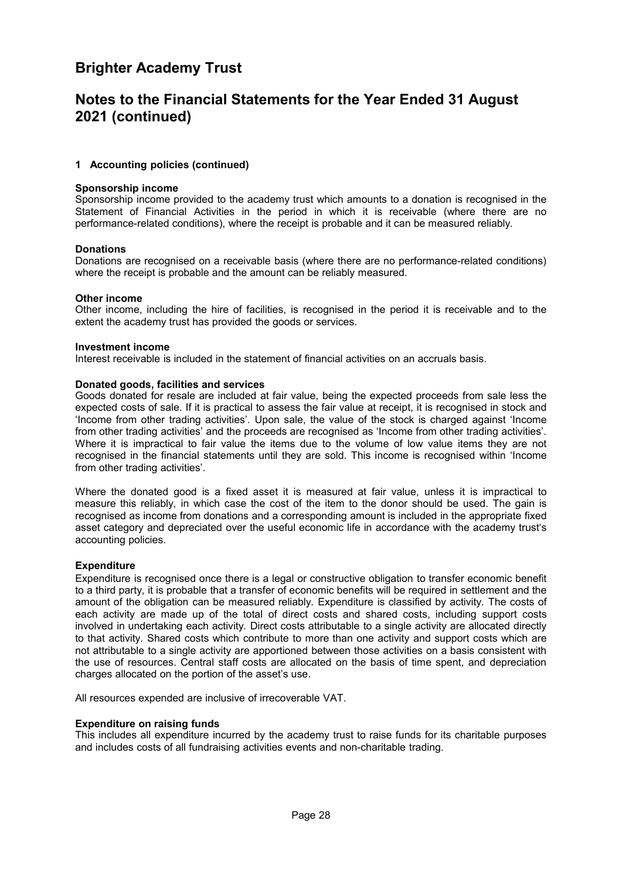# Brighter Academy Trust

## Notes to the Financial Statements for the Year Ended 31 August 2021 (continued)

### 1 Accounting policies (continued)

**Sponsorship income**
Sponsorship income provided to the academy trust which amounts to a donation is recognised in the Statement of Financial Activities in the period in which it is receivable (where there are no performance-related conditions), where the receipt is probable and it can be measured reliably.

**Donations**
Donations are recognised on a receivable basis (where there are no performance-related conditions) where the receipt is probable and the amount can be reliably measured.

**Other income**
Other income, including the hire of facilities, is recognised in the period it is receivable and to the extent the academy trust has provided the goods or services.

**Investment income**
Interest receivable is included in the statement of financial activities on an accruals basis.

**Donated goods, facilities and services**
Goods donated for resale are included at fair value, being the expected proceeds from sale less the expected costs of sale. If it is practical to assess the fair value at receipt, it is recognised in stock and 'Income from other trading activities'. Upon sale, the value of the stock is charged against 'Income from other trading activities' and the proceeds are recognised as 'Income from other trading activities'. Where it is impractical to fair value the items due to the volume of low value items they are not recognised in the financial statements until they are sold. This income is recognised within 'Income from other trading activities'.

Where the donated good is a fixed asset it is measured at fair value, unless it is impractical to measure this reliably, in which case the cost of the item to the donor should be used. The gain is recognised as income from donations and a corresponding amount is included in the appropriate fixed asset category and depreciated over the useful economic life in accordance with the academy trust's accounting policies.

**Expenditure**
Expenditure is recognised once there is a legal or constructive obligation to transfer economic benefit to a third party, it is probable that a transfer of economic benefits will be required in settlement and the amount of the obligation can be measured reliably. Expenditure is classified by activity. The costs of each activity are made up of the total of direct costs and shared costs, including support costs involved in undertaking each activity. Direct costs attributable to a single activity are allocated directly to that activity. Shared costs which contribute to more than one activity and support costs which are not attributable to a single activity are apportioned between those activities on a basis consistent with the use of resources. Central staff costs are allocated on the basis of time spent, and depreciation charges allocated on the portion of the asset's use.

All resources expended are inclusive of irrecoverable VAT.

**Expenditure on raising funds**
This includes all expenditure incurred by the academy trust to raise funds for its charitable purposes and includes costs of all fundraising activities events and non-charitable trading.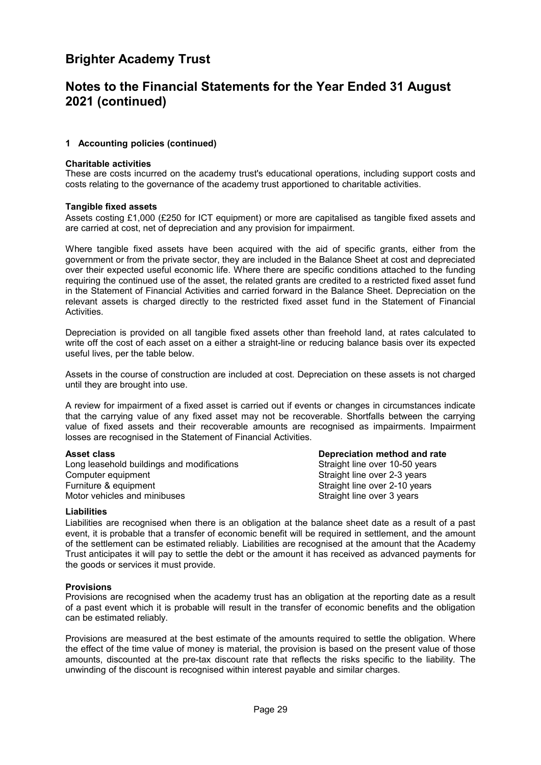# Brighter Academy Trust

## Notes to the Financial Statements for the Year Ended 31 August 2021 (continued)

### 1 Accounting policies (continued)

**Charitable activities**

These are costs incurred on the academy trust's educational operations, including support costs and costs relating to the governance of the academy trust apportioned to charitable activities.

**Tangible fixed assets**

Assets costing £1,000 (£250 for ICT equipment) or more are capitalised as tangible fixed assets and are carried at cost, net of depreciation and any provision for impairment.

Where tangible fixed assets have been acquired with the aid of specific grants, either from the government or from the private sector, they are included in the Balance Sheet at cost and depreciated over their expected useful economic life. Where there are specific conditions attached to the funding requiring the continued use of the asset, the related grants are credited to a restricted fixed asset fund in the Statement of Financial Activities and carried forward in the Balance Sheet. Depreciation on the relevant assets is charged directly to the restricted fixed asset fund in the Statement of Financial Activities.

Depreciation is provided on all tangible fixed assets other than freehold land, at rates calculated to write off the cost of each asset on a either a straight-line or reducing balance basis over its expected useful lives, per the table below.

Assets in the course of construction are included at cost. Depreciation on these assets is not charged until they are brought into use.

A review for impairment of a fixed asset is carried out if events or changes in circumstances indicate that the carrying value of any fixed asset may not be recoverable. Shortfalls between the carrying value of fixed assets and their recoverable amounts are recognised as impairments. Impairment losses are recognised in the Statement of Financial Activities.

| Asset class | Depreciation method and rate |
|---|---|
| Long leasehold buildings and modifications | Straight line over 10-50 years |
| Computer equipment | Straight line over 2-3 years |
| Furniture & equipment | Straight line over 2-10 years |
| Motor vehicles and minibuses | Straight line over 3 years |

**Liabilities**

Liabilities are recognised when there is an obligation at the balance sheet date as a result of a past event, it is probable that a transfer of economic benefit will be required in settlement, and the amount of the settlement can be estimated reliably. Liabilities are recognised at the amount that the Academy Trust anticipates it will pay to settle the debt or the amount it has received as advanced payments for the goods or services it must provide.

**Provisions**

Provisions are recognised when the academy trust has an obligation at the reporting date as a result of a past event which it is probable will result in the transfer of economic benefits and the obligation can be estimated reliably.

Provisions are measured at the best estimate of the amounts required to settle the obligation. Where the effect of the time value of money is material, the provision is based on the present value of those amounts, discounted at the pre-tax discount rate that reflects the risks specific to the liability. The unwinding of the discount is recognised within interest payable and similar charges.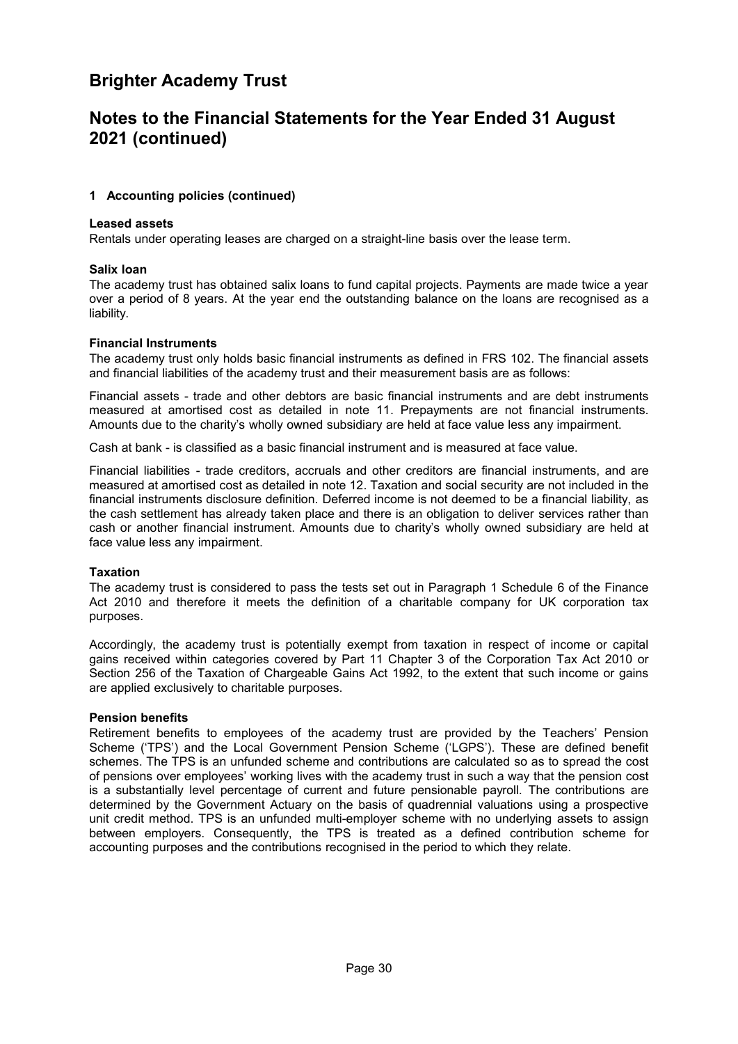# Brighter Academy Trust

## Notes to the Financial Statements for the Year Ended 31 August 2021 (continued)

### 1 Accounting policies (continued)

**Leased assets**

Rentals under operating leases are charged on a straight-line basis over the lease term.

**Salix loan**

The academy trust has obtained salix loans to fund capital projects. Payments are made twice a year over a period of 8 years. At the year end the outstanding balance on the loans are recognised as a liability.

**Financial Instruments**

The academy trust only holds basic financial instruments as defined in FRS 102. The financial assets and financial liabilities of the academy trust and their measurement basis are as follows:

Financial assets - trade and other debtors are basic financial instruments and are debt instruments measured at amortised cost as detailed in note 11. Prepayments are not financial instruments. Amounts due to the charity's wholly owned subsidiary are held at face value less any impairment.

Cash at bank - is classified as a basic financial instrument and is measured at face value.

Financial liabilities - trade creditors, accruals and other creditors are financial instruments, and are measured at amortised cost as detailed in note 12. Taxation and social security are not included in the financial instruments disclosure definition. Deferred income is not deemed to be a financial liability, as the cash settlement has already taken place and there is an obligation to deliver services rather than cash or another financial instrument. Amounts due to charity's wholly owned subsidiary are held at face value less any impairment.

**Taxation**

The academy trust is considered to pass the tests set out in Paragraph 1 Schedule 6 of the Finance Act 2010 and therefore it meets the definition of a charitable company for UK corporation tax purposes.

Accordingly, the academy trust is potentially exempt from taxation in respect of income or capital gains received within categories covered by Part 11 Chapter 3 of the Corporation Tax Act 2010 or Section 256 of the Taxation of Chargeable Gains Act 1992, to the extent that such income or gains are applied exclusively to charitable purposes.

**Pension benefits**

Retirement benefits to employees of the academy trust are provided by the Teachers' Pension Scheme ('TPS') and the Local Government Pension Scheme ('LGPS'). These are defined benefit schemes. The TPS is an unfunded scheme and contributions are calculated so as to spread the cost of pensions over employees' working lives with the academy trust in such a way that the pension cost is a substantially level percentage of current and future pensionable payroll. The contributions are determined by the Government Actuary on the basis of quadrennial valuations using a prospective unit credit method. TPS is an unfunded multi-employer scheme with no underlying assets to assign between employers. Consequently, the TPS is treated as a defined contribution scheme for accounting purposes and the contributions recognised in the period to which they relate.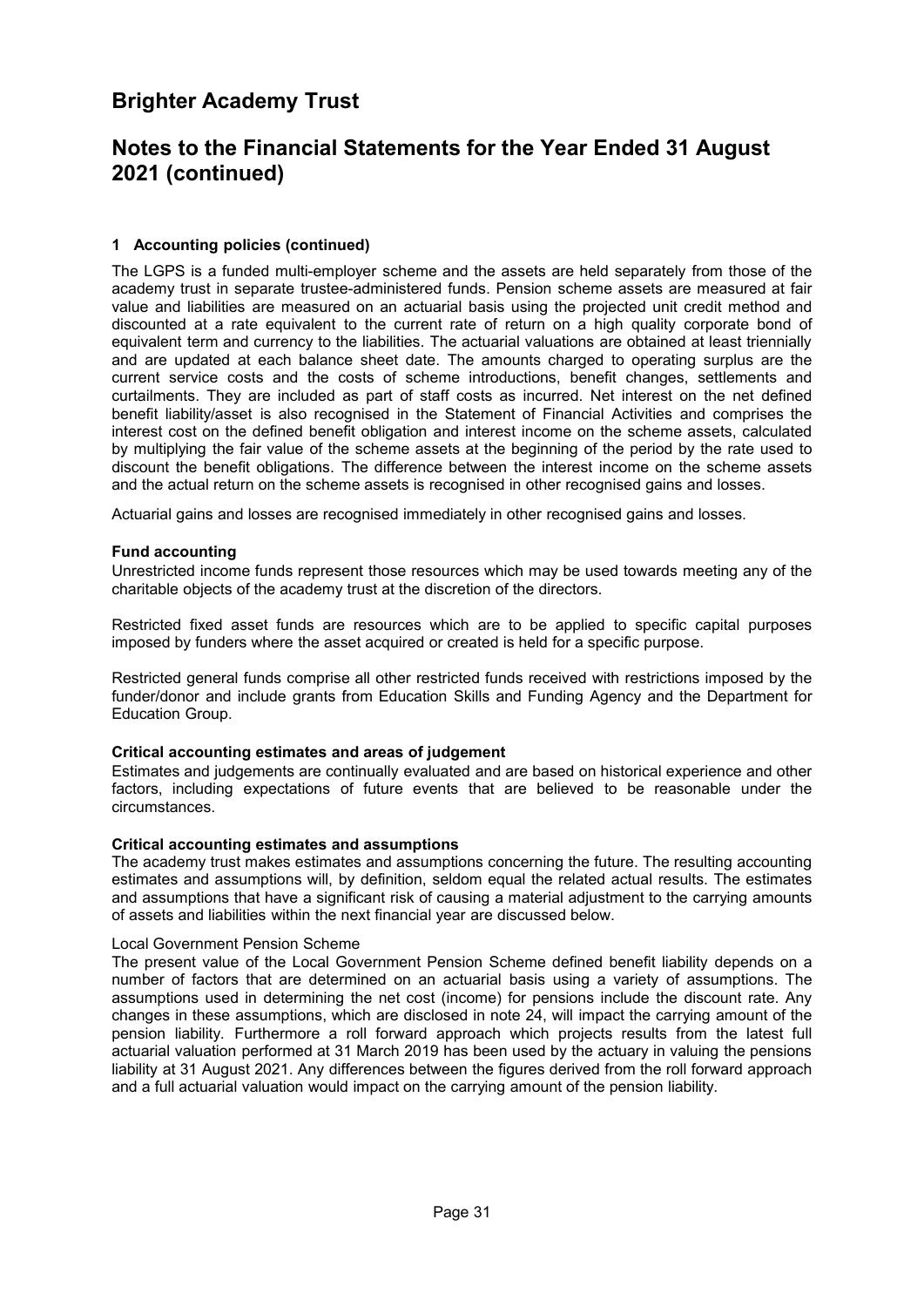# Brighter Academy Trust

## Notes to the Financial Statements for the Year Ended 31 August 2021 (continued)

### 1 Accounting policies (continued)

The LGPS is a funded multi-employer scheme and the assets are held separately from those of the academy trust in separate trustee-administered funds. Pension scheme assets are measured at fair value and liabilities are measured on an actuarial basis using the projected unit credit method and discounted at a rate equivalent to the current rate of return on a high quality corporate bond of equivalent term and currency to the liabilities. The actuarial valuations are obtained at least triennially and are updated at each balance sheet date. The amounts charged to operating surplus are the current service costs and the costs of scheme introductions, benefit changes, settlements and curtailments. They are included as part of staff costs as incurred. Net interest on the net defined benefit liability/asset is also recognised in the Statement of Financial Activities and comprises the interest cost on the defined benefit obligation and interest income on the scheme assets, calculated by multiplying the fair value of the scheme assets at the beginning of the period by the rate used to discount the benefit obligations. The difference between the interest income on the scheme assets and the actual return on the scheme assets is recognised in other recognised gains and losses.

Actuarial gains and losses are recognised immediately in other recognised gains and losses.

**Fund accounting**

Unrestricted income funds represent those resources which may be used towards meeting any of the charitable objects of the academy trust at the discretion of the directors.

Restricted fixed asset funds are resources which are to be applied to specific capital purposes imposed by funders where the asset acquired or created is held for a specific purpose.

Restricted general funds comprise all other restricted funds received with restrictions imposed by the funder/donor and include grants from Education Skills and Funding Agency and the Department for Education Group.

**Critical accounting estimates and areas of judgement**

Estimates and judgements are continually evaluated and are based on historical experience and other factors, including expectations of future events that are believed to be reasonable under the circumstances.

**Critical accounting estimates and assumptions**

The academy trust makes estimates and assumptions concerning the future. The resulting accounting estimates and assumptions will, by definition, seldom equal the related actual results. The estimates and assumptions that have a significant risk of causing a material adjustment to the carrying amounts of assets and liabilities within the next financial year are discussed below.

Local Government Pension Scheme

The present value of the Local Government Pension Scheme defined benefit liability depends on a number of factors that are determined on an actuarial basis using a variety of assumptions. The assumptions used in determining the net cost (income) for pensions include the discount rate. Any changes in these assumptions, which are disclosed in note 24, will impact the carrying amount of the pension liability. Furthermore a roll forward approach which projects results from the latest full actuarial valuation performed at 31 March 2019 has been used by the actuary in valuing the pensions liability at 31 August 2021. Any differences between the figures derived from the roll forward approach and a full actuarial valuation would impact on the carrying amount of the pension liability.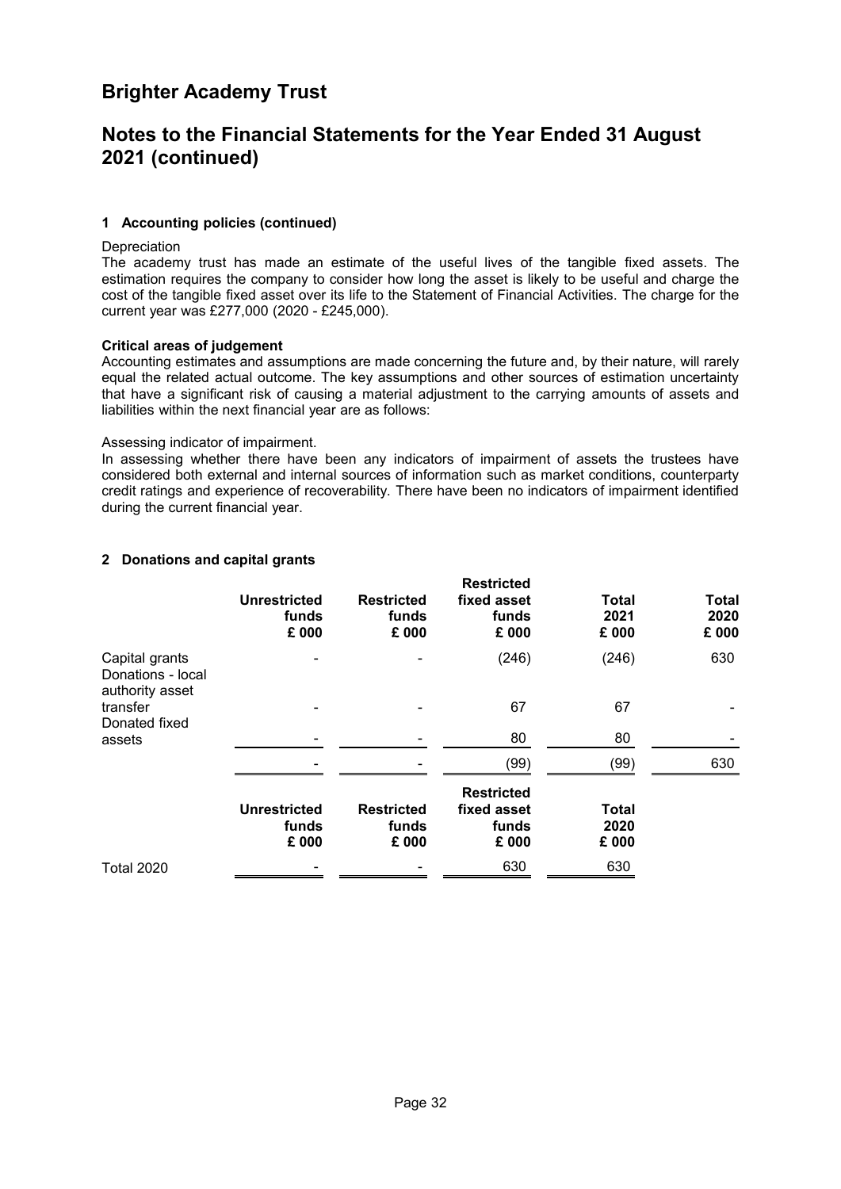## 1 Accounting policies (continued)

Depreciation

The academy trust has made an estimate of the useful lives of the tangible fixed assets. The estimation requires the company to consider how long the asset is likely to be useful and charge the cost of the tangible fixed asset over its life to the Statement of Financial Activities. The charge for the current year was £277,000 (2020 - £245,000).

**Critical areas of judgement**

Accounting estimates and assumptions are made concerning the future and, by their nature, will rarely equal the related actual outcome. The key assumptions and other sources of estimation uncertainty that have a significant risk of causing a material adjustment to the carrying amounts of assets and liabilities within the next financial year are as follows:

Assessing indicator of impairment.

In assessing whether there have been any indicators of impairment of assets the trustees have considered both external and internal sources of information such as market conditions, counterparty credit ratings and experience of recoverability. There have been no indicators of impairment identified during the current financial year.

## 2 Donations and capital grants

| | Unrestricted funds £ 000 | Restricted funds £ 000 | Restricted fixed asset funds £ 000 | Total 2021 £ 000 | Total 2020 £ 000 |
|---|---|---|---|---|---|
| Capital grants | - | - | (246) | (246) | 630 |
| Donations - local authority asset transfer | - | - | 67 | 67 | - |
| Donated fixed assets | - | - | 80 | 80 | - |
| | - | - | (99) | (99) | 630 |

| | Unrestricted funds £ 000 | Restricted funds £ 000 | Restricted fixed asset funds £ 000 | Total 2020 £ 000 |
|---|---|---|---|---|
| Total 2020 | - | - | 630 | 630 |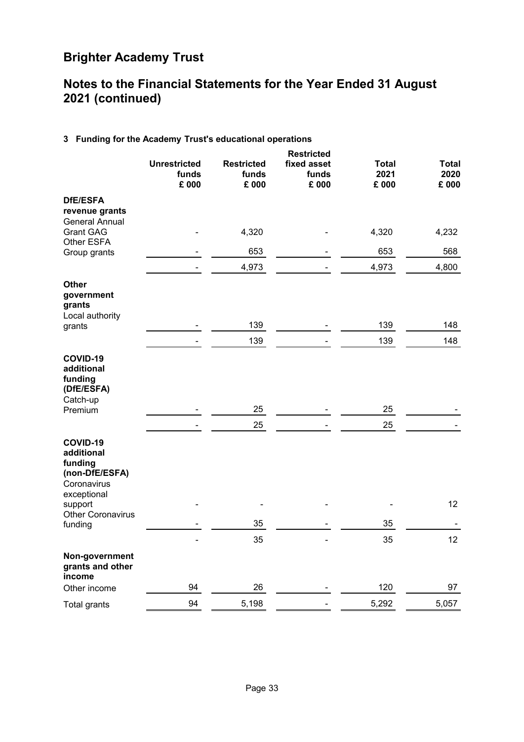# Brighter Academy Trust

## Notes to the Financial Statements for the Year Ended 31 August 2021 (continued)

### 3 Funding for the Academy Trust's educational operations

| | Unrestricted funds £ 000 | Restricted funds £ 000 | Restricted fixed asset funds £ 000 | Total 2021 £ 000 | Total 2020 £ 000 |
|---|---|---|---|---|---|
| **DfE/ESFA revenue grants** | | | | | |
| General Annual Grant GAG | - | 4,320 | - | 4,320 | 4,232 |
| Other ESFA Group grants | - | 653 | - | 653 | 568 |
| | - | 4,973 | - | 4,973 | 4,800 |
| **Other government grants** | | | | | |
| Local authority grants | - | 139 | - | 139 | 148 |
| | - | 139 | - | 139 | 148 |
| **COVID-19 additional funding (DfE/ESFA)** | | | | | |
| Catch-up Premium | - | 25 | - | 25 | - |
| | - | 25 | - | 25 | - |
| **COVID-19 additional funding (non-DfE/ESFA)** | | | | | |
| Coronavirus exceptional support | - | - | - | - | 12 |
| Other Coronavirus funding | - | 35 | - | 35 | - |
| | - | 35 | - | 35 | 12 |
| **Non-government grants and other income** | | | | | |
| Other income | 94 | 26 | - | 120 | 97 |
| Total grants | 94 | 5,198 | - | 5,292 | 5,057 |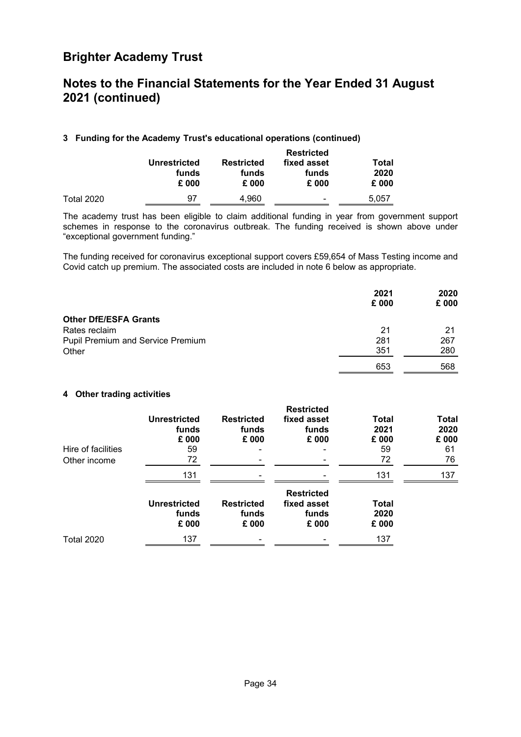# Brighter Academy Trust

## Notes to the Financial Statements for the Year Ended 31 August 2021 (continued)

### 3 Funding for the Academy Trust's educational operations (continued)

| | Unrestricted funds £ 000 | Restricted funds £ 000 | Restricted fixed asset funds £ 000 | Total 2020 £ 000 |
|---|---|---|---|---|
| Total 2020 | 97 | 4,960 | - | 5,057 |

The academy trust has been eligible to claim additional funding in year from government support schemes in response to the coronavirus outbreak. The funding received is shown above under "exceptional government funding."

The funding received for coronavirus exceptional support covers £59,654 of Mass Testing income and Covid catch up premium. The associated costs are included in note 6 below as appropriate.

| | 2021 £ 000 | 2020 £ 000 |
|---|---|---|
| **Other DfE/ESFA Grants** | | |
| Rates reclaim | 21 | 21 |
| Pupil Premium and Service Premium | 281 | 267 |
| Other | 351 | 280 |
| | 653 | 568 |

### 4 Other trading activities

| | Unrestricted funds £ 000 | Restricted funds £ 000 | Restricted fixed asset funds £ 000 | Total 2021 £ 000 | Total 2020 £ 000 |
|---|---|---|---|---|---|
| Hire of facilities | 59 | - | - | 59 | 61 |
| Other income | 72 | - | - | 72 | 76 |
| | 131 | - | - | 131 | 137 |

| | Unrestricted funds £ 000 | Restricted funds £ 000 | Restricted fixed asset funds £ 000 | Total 2020 £ 000 |
|---|---|---|---|---|
| Total 2020 | 137 | - | - | 137 |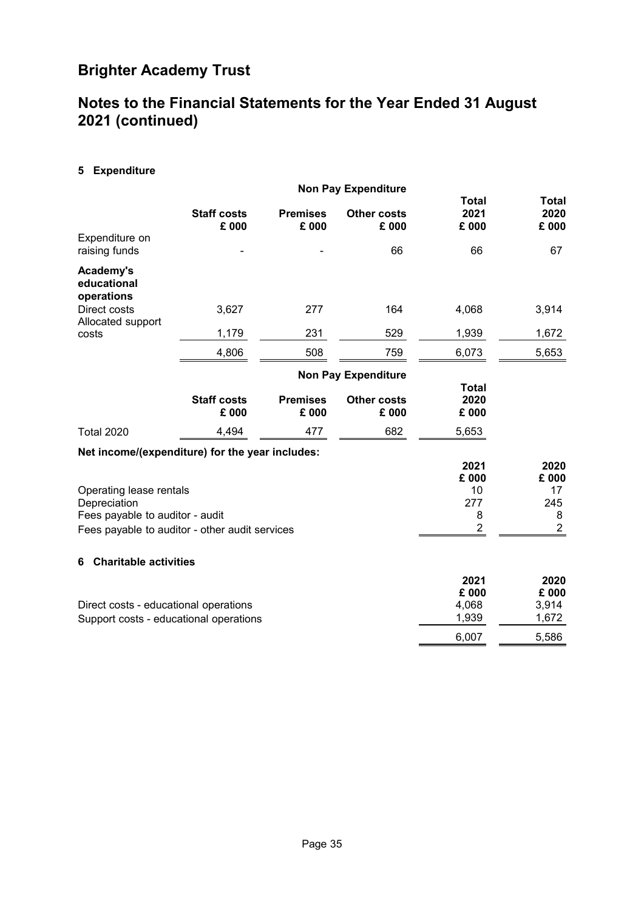# Brighter Academy Trust

## Notes to the Financial Statements for the Year Ended 31 August 2021 (continued)

### 5 Expenditure

| | Staff costs £ 000 | Non Pay Expenditure Premises £ 000 | Non Pay Expenditure Other costs £ 000 | Total 2021 £ 000 | Total 2020 £ 000 |
|---|---|---|---|---|---|
| Expenditure on raising funds | - | - | 66 | 66 | 67 |
| **Academy's educational operations** | | | | | |
| Direct costs | 3,627 | 277 | 164 | 4,068 | 3,914 |
| Allocated support costs | 1,179 | 231 | 529 | 1,939 | 1,672 |
| | 4,806 | 508 | 759 | 6,073 | 5,653 |

| | Staff costs £ 000 | Non Pay Expenditure Premises £ 000 | Non Pay Expenditure Other costs £ 000 | Total 2020 £ 000 |
|---|---|---|---|---|
| Total 2020 | 4,494 | 477 | 682 | 5,653 |

**Net income/(expenditure) for the year includes:**

| | 2021 £ 000 | 2020 £ 000 |
|---|---|---|
| Operating lease rentals | 10 | 17 |
| Depreciation | 277 | 245 |
| Fees payable to auditor - audit | 8 | 8 |
| Fees payable to auditor - other audit services | 2 | 2 |

### 6 Charitable activities

| | 2021 £ 000 | 2020 £ 000 |
|---|---|---|
| Direct costs - educational operations | 4,068 | 3,914 |
| Support costs - educational operations | 1,939 | 1,672 |
| | 6,007 | 5,586 |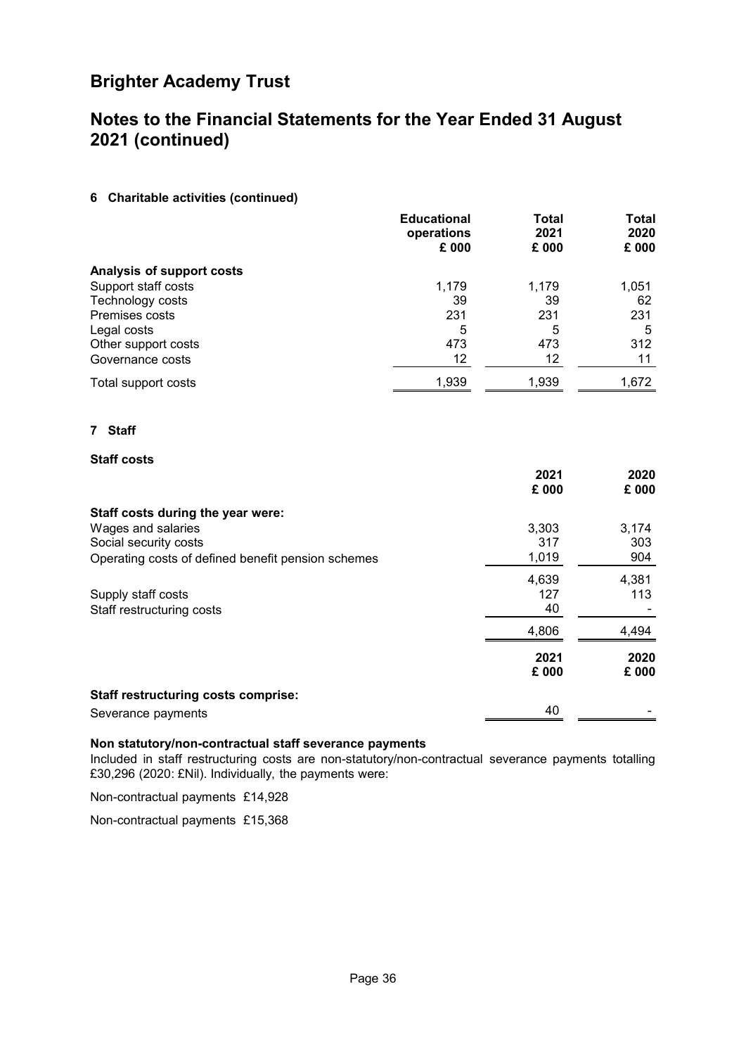# Brighter Academy Trust

## Notes to the Financial Statements for the Year Ended 31 August 2021 (continued)

### 6 Charitable activities (continued)

| | Educational operations £ 000 | Total 2021 £ 000 | Total 2020 £ 000 |
|---|---|---|---|
| **Analysis of support costs** | | | |
| Support staff costs | 1,179 | 1,179 | 1,051 |
| Technology costs | 39 | 39 | 62 |
| Premises costs | 231 | 231 | 231 |
| Legal costs | 5 | 5 | 5 |
| Other support costs | 473 | 473 | 312 |
| Governance costs | 12 | 12 | 11 |
| Total support costs | 1,939 | 1,939 | 1,672 |

### 7 Staff

**Staff costs**

| | 2021 £ 000 | 2020 £ 000 |
|---|---|---|
| **Staff costs during the year were:** | | |
| Wages and salaries | 3,303 | 3,174 |
| Social security costs | 317 | 303 |
| Operating costs of defined benefit pension schemes | 1,019 | 904 |
| | 4,639 | 4,381 |
| Supply staff costs | 127 | 113 |
| Staff restructuring costs | 40 | - |
| | 4,806 | 4,494 |

| | 2021 £ 000 | 2020 £ 000 |
|---|---|---|
| **Staff restructuring costs comprise:** | | |
| Severance payments | 40 | - |

**Non statutory/non-contractual staff severance payments**

Included in staff restructuring costs are non-statutory/non-contractual severance payments totalling £30,296 (2020: £Nil). Individually, the payments were:

Non-contractual payments £14,928

Non-contractual payments £15,368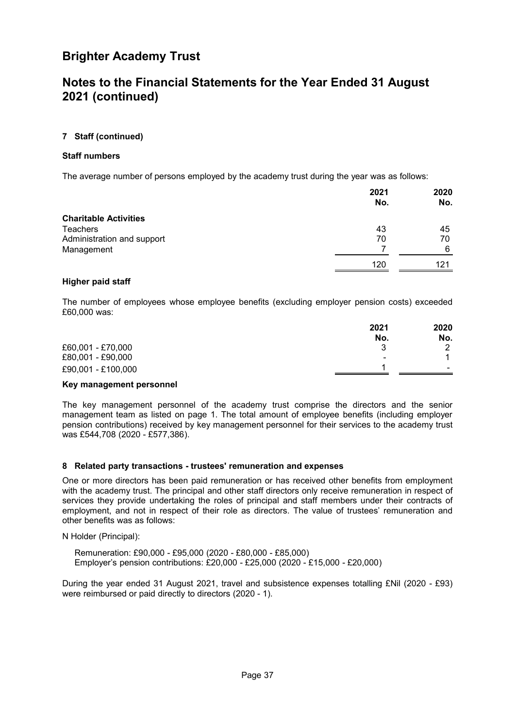# Brighter Academy Trust

## Notes to the Financial Statements for the Year Ended 31 August 2021 (continued)

### 7 Staff (continued)

#### Staff numbers

The average number of persons employed by the academy trust during the year was as follows:

| | 2021 No. | 2020 No. |
|---|---|---|
| **Charitable Activities** | | |
| Teachers | 43 | 45 |
| Administration and support | 70 | 70 |
| Management | 7 | 6 |
| | 120 | 121 |

#### Higher paid staff

The number of employees whose employee benefits (excluding employer pension costs) exceeded £60,000 was:

| | 2021 No. | 2020 No. |
|---|---|---|
| £60,001 - £70,000 | 3 | 2 |
| £80,001 - £90,000 | - | 1 |
| £90,001 - £100,000 | 1 | - |

#### Key management personnel

The key management personnel of the academy trust comprise the directors and the senior management team as listed on page 1. The total amount of employee benefits (including employer pension contributions) received by key management personnel for their services to the academy trust was £544,708 (2020 - £577,386).

### 8 Related party transactions - trustees' remuneration and expenses

One or more directors has been paid remuneration or has received other benefits from employment with the academy trust. The principal and other staff directors only receive remuneration in respect of services they provide undertaking the roles of principal and staff members under their contracts of employment, and not in respect of their role as directors. The value of trustees' remuneration and other benefits was as follows:

N Holder (Principal):

Remuneration: £90,000 - £95,000 (2020 - £80,000 - £85,000)
Employer's pension contributions: £20,000 - £25,000 (2020 - £15,000 - £20,000)

During the year ended 31 August 2021, travel and subsistence expenses totalling £Nil (2020 - £93) were reimbursed or paid directly to directors (2020 - 1).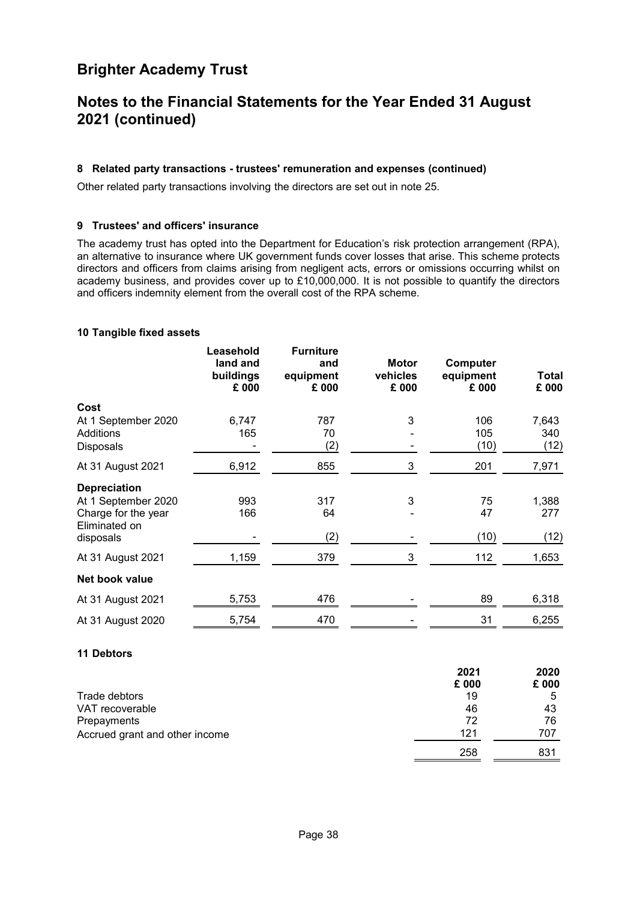## 8 Related party transactions - trustees' remuneration and expenses (continued)

Other related party transactions involving the directors are set out in note 25.

## 9 Trustees' and officers' insurance

The academy trust has opted into the Department for Education's risk protection arrangement (RPA), an alternative to insurance where UK government funds cover losses that arise. This scheme protects directors and officers from claims arising from negligent acts, errors or omissions occurring whilst on academy business, and provides cover up to £10,000,000. It is not possible to quantify the directors and officers indemnity element from the overall cost of the RPA scheme.

## 10 Tangible fixed assets

| | Leasehold land and buildings £ 000 | Furniture and equipment £ 000 | Motor vehicles £ 000 | Computer equipment £ 000 | Total £ 000 |
|---|---|---|---|---|---|
| **Cost** | | | | | |
| At 1 September 2020 | 6,747 | 787 | 3 | 106 | 7,643 |
| Additions | 165 | 70 | - | 105 | 340 |
| Disposals | - | (2) | - | (10) | (12) |
| At 31 August 2021 | 6,912 | 855 | 3 | 201 | 7,971 |
| **Depreciation** | | | | | |
| At 1 September 2020 | 993 | 317 | 3 | 75 | 1,388 |
| Charge for the year | 166 | 64 | - | 47 | 277 |
| Eliminated on disposals | - | (2) | - | (10) | (12) |
| At 31 August 2021 | 1,159 | 379 | 3 | 112 | 1,653 |
| **Net book value** | | | | | |
| At 31 August 2021 | 5,753 | 476 | - | 89 | 6,318 |
| At 31 August 2020 | 5,754 | 470 | - | 31 | 6,255 |

## 11 Debtors

| | 2021 £ 000 | 2020 £ 000 |
|---|---|---|
| Trade debtors | 19 | 5 |
| VAT recoverable | 46 | 43 |
| Prepayments | 72 | 76 |
| Accrued grant and other income | 121 | 707 |
| | 258 | 831 |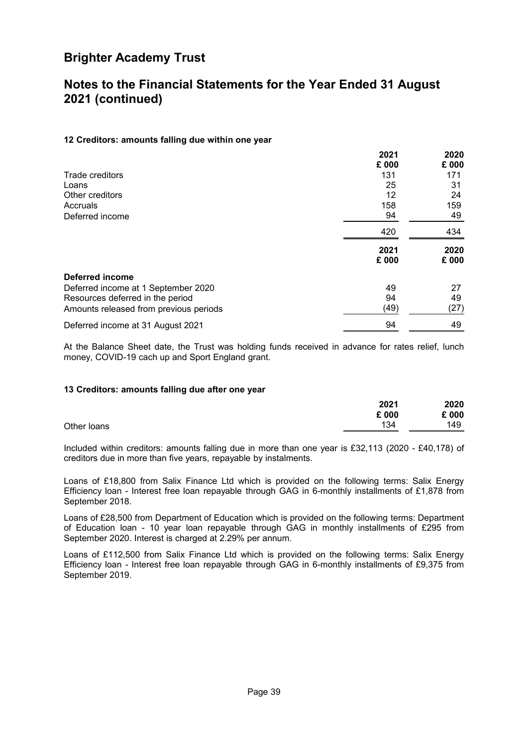# Brighter Academy Trust

## Notes to the Financial Statements for the Year Ended 31 August 2021 (continued)

### 12 Creditors: amounts falling due within one year

| | 2021<br>£ 000 | 2020<br>£ 000 |
|---|---|---|
| Trade creditors | 131 | 171 |
| Loans | 25 | 31 |
| Other creditors | 12 | 24 |
| Accruals | 158 | 159 |
| Deferred income | 94 | 49 |
| | 420 | 434 |

| | 2021<br>£ 000 | 2020<br>£ 000 |
|---|---|---|
| **Deferred income** | | |
| Deferred income at 1 September 2020 | 49 | 27 |
| Resources deferred in the period | 94 | 49 |
| Amounts released from previous periods | (49) | (27) |
| Deferred income at 31 August 2021 | 94 | 49 |

At the Balance Sheet date, the Trust was holding funds received in advance for rates relief, lunch money, COVID-19 cach up and Sport England grant.

### 13 Creditors: amounts falling due after one year

| | 2021<br>£ 000 | 2020<br>£ 000 |
|---|---|---|
| Other loans | 134 | 149 |

Included within creditors: amounts falling due in more than one year is £32,113 (2020 - £40,178) of creditors due in more than five years, repayable by instalments.

Loans of £18,800 from Salix Finance Ltd which is provided on the following terms: Salix Energy Efficiency loan - Interest free loan repayable through GAG in 6-monthly installments of £1,878 from September 2018.

Loans of £28,500 from Department of Education which is provided on the following terms: Department of Education loan - 10 year loan repayable through GAG in monthly installments of £295 from September 2020. Interest is charged at 2.29% per annum.

Loans of £112,500 from Salix Finance Ltd which is provided on the following terms: Salix Energy Efficiency loan - Interest free loan repayable through GAG in 6-monthly installments of £9,375 from September 2019.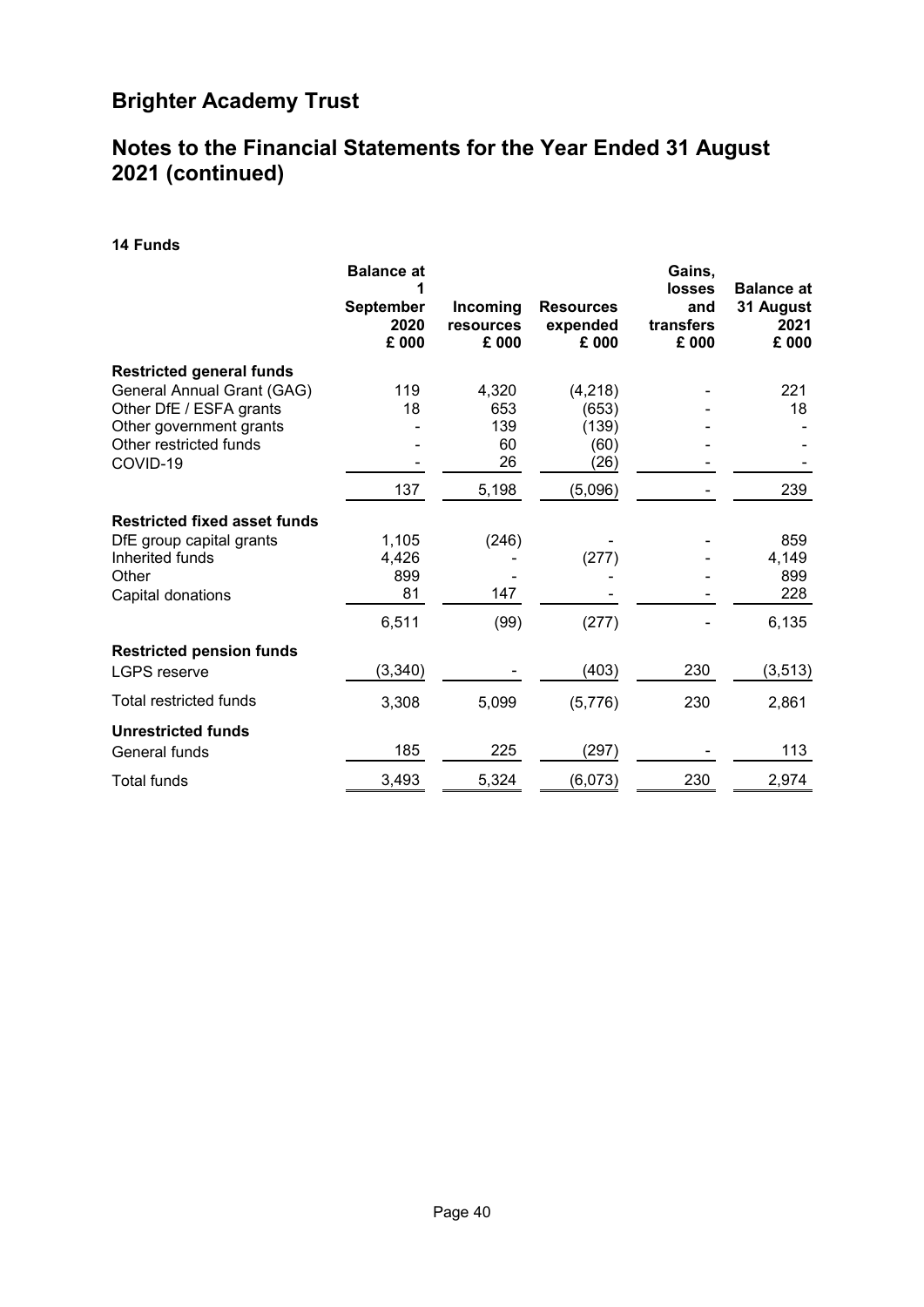# Brighter Academy Trust

## Notes to the Financial Statements for the Year Ended 31 August 2021 (continued)

### 14 Funds

| | Balance at 1 September 2020 £ 000 | Incoming resources £ 000 | Resources expended £ 000 | Gains, losses and transfers £ 000 | Balance at 31 August 2021 £ 000 |
|---|---|---|---|---|---|
| **Restricted general funds** | | | | | |
| General Annual Grant (GAG) | 119 | 4,320 | (4,218) | - | 221 |
| Other DfE / ESFA grants | 18 | 653 | (653) | - | 18 |
| Other government grants | - | 139 | (139) | - | - |
| Other restricted funds | - | 60 | (60) | - | - |
| COVID-19 | - | 26 | (26) | - | - |
| | 137 | 5,198 | (5,096) | - | 239 |
| **Restricted fixed asset funds** | | | | | |
| DfE group capital grants | 1,105 | (246) | - | - | 859 |
| Inherited funds | 4,426 | - | (277) | - | 4,149 |
| Other | 899 | - | - | - | 899 |
| Capital donations | 81 | 147 | - | - | 228 |
| | 6,511 | (99) | (277) | - | 6,135 |
| **Restricted pension funds** | | | | | |
| LGPS reserve | (3,340) | - | (403) | 230 | (3,513) |
| Total restricted funds | 3,308 | 5,099 | (5,776) | 230 | 2,861 |
| **Unrestricted funds** | | | | | |
| General funds | 185 | 225 | (297) | - | 113 |
| Total funds | 3,493 | 5,324 | (6,073) | 230 | 2,974 |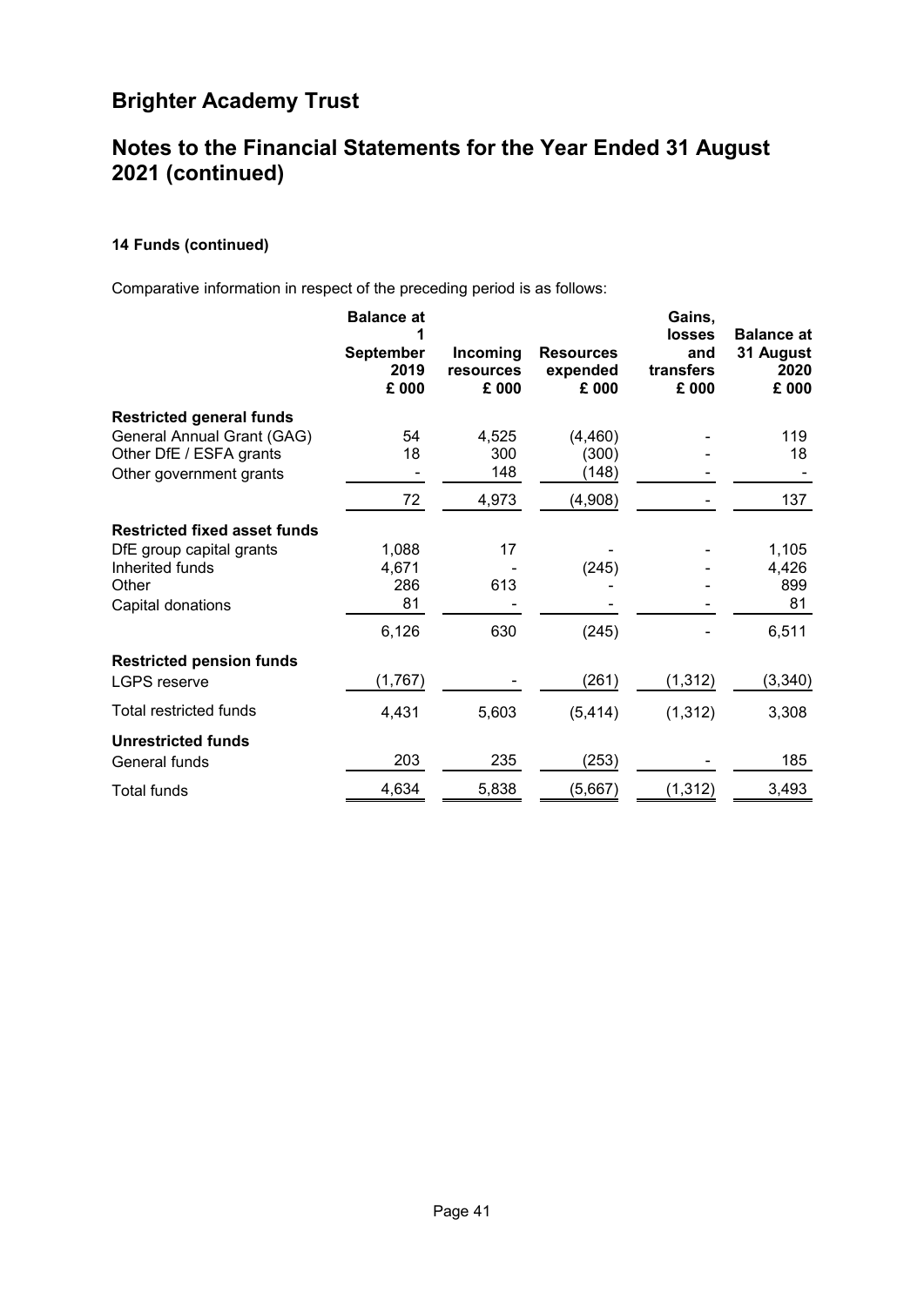# Brighter Academy Trust

## Notes to the Financial Statements for the Year Ended 31 August 2021 (continued)

### 14 Funds (continued)

Comparative information in respect of the preceding period is as follows:

| | Balance at 1 September 2019 £ 000 | Incoming resources £ 000 | Resources expended £ 000 | Gains, losses and transfers £ 000 | Balance at 31 August 2020 £ 000 |
|---|---|---|---|---|---|
| **Restricted general funds** | | | | | |
| General Annual Grant (GAG) | 54 | 4,525 | (4,460) | - | 119 |
| Other DfE / ESFA grants | 18 | 300 | (300) | - | 18 |
| Other government grants | - | 148 | (148) | - | - |
| | 72 | 4,973 | (4,908) | - | 137 |
| **Restricted fixed asset funds** | | | | | |
| DfE group capital grants | 1,088 | 17 | - | - | 1,105 |
| Inherited funds | 4,671 | - | (245) | - | 4,426 |
| Other | 286 | 613 | - | - | 899 |
| Capital donations | 81 | - | - | - | 81 |
| | 6,126 | 630 | (245) | - | 6,511 |
| **Restricted pension funds** | | | | | |
| LGPS reserve | (1,767) | - | (261) | (1,312) | (3,340) |
| Total restricted funds | 4,431 | 5,603 | (5,414) | (1,312) | 3,308 |
| **Unrestricted funds** | | | | | |
| General funds | 203 | 235 | (253) | - | 185 |
| Total funds | 4,634 | 5,838 | (5,667) | (1,312) | 3,493 |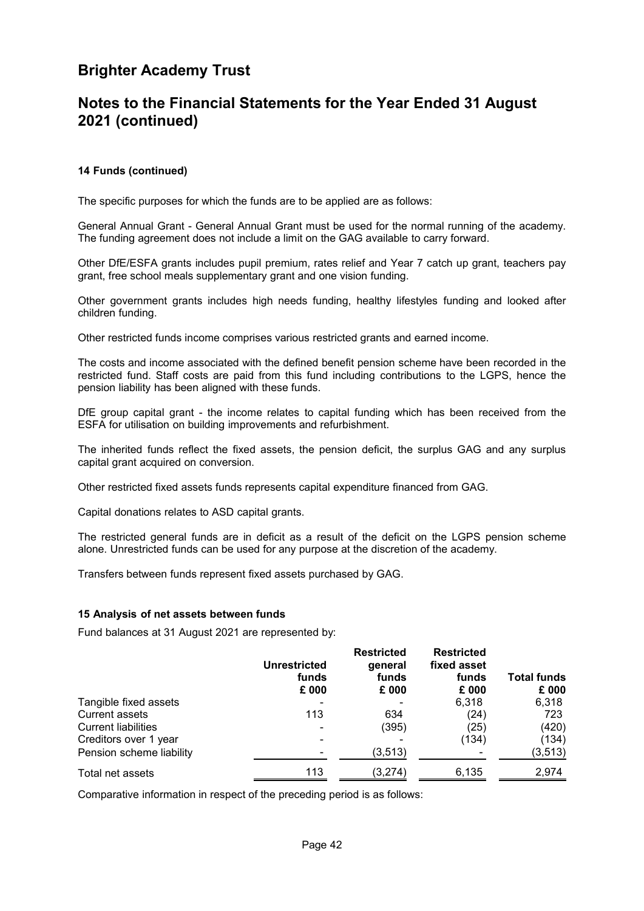# Brighter Academy Trust

## Notes to the Financial Statements for the Year Ended 31 August 2021 (continued)

**14 Funds (continued)**

The specific purposes for which the funds are to be applied are as follows:

General Annual Grant - General Annual Grant must be used for the normal running of the academy. The funding agreement does not include a limit on the GAG available to carry forward.

Other DfE/ESFA grants includes pupil premium, rates relief and Year 7 catch up grant, teachers pay grant, free school meals supplementary grant and one vision funding.

Other government grants includes high needs funding, healthy lifestyles funding and looked after children funding.

Other restricted funds income comprises various restricted grants and earned income.

The costs and income associated with the defined benefit pension scheme have been recorded in the restricted fund. Staff costs are paid from this fund including contributions to the LGPS, hence the pension liability has been aligned with these funds.

DfE group capital grant - the income relates to capital funding which has been received from the ESFA for utilisation on building improvements and refurbishment.

The inherited funds reflect the fixed assets, the pension deficit, the surplus GAG and any surplus capital grant acquired on conversion.

Other restricted fixed assets funds represents capital expenditure financed from GAG.

Capital donations relates to ASD capital grants.

The restricted general funds are in deficit as a result of the deficit on the LGPS pension scheme alone. Unrestricted funds can be used for any purpose at the discretion of the academy.

Transfers between funds represent fixed assets purchased by GAG.

**15 Analysis of net assets between funds**

Fund balances at 31 August 2021 are represented by:

| | Unrestricted funds £ 000 | Restricted general funds £ 000 | Restricted fixed asset funds £ 000 | Total funds £ 000 |
|---|---|---|---|---|
| Tangible fixed assets | - | - | 6,318 | 6,318 |
| Current assets | 113 | 634 | (24) | 723 |
| Current liabilities | - | (395) | (25) | (420) |
| Creditors over 1 year | - | - | (134) | (134) |
| Pension scheme liability | - | (3,513) | - | (3,513) |
| Total net assets | 113 | (3,274) | 6,135 | 2,974 |

Comparative information in respect of the preceding period is as follows: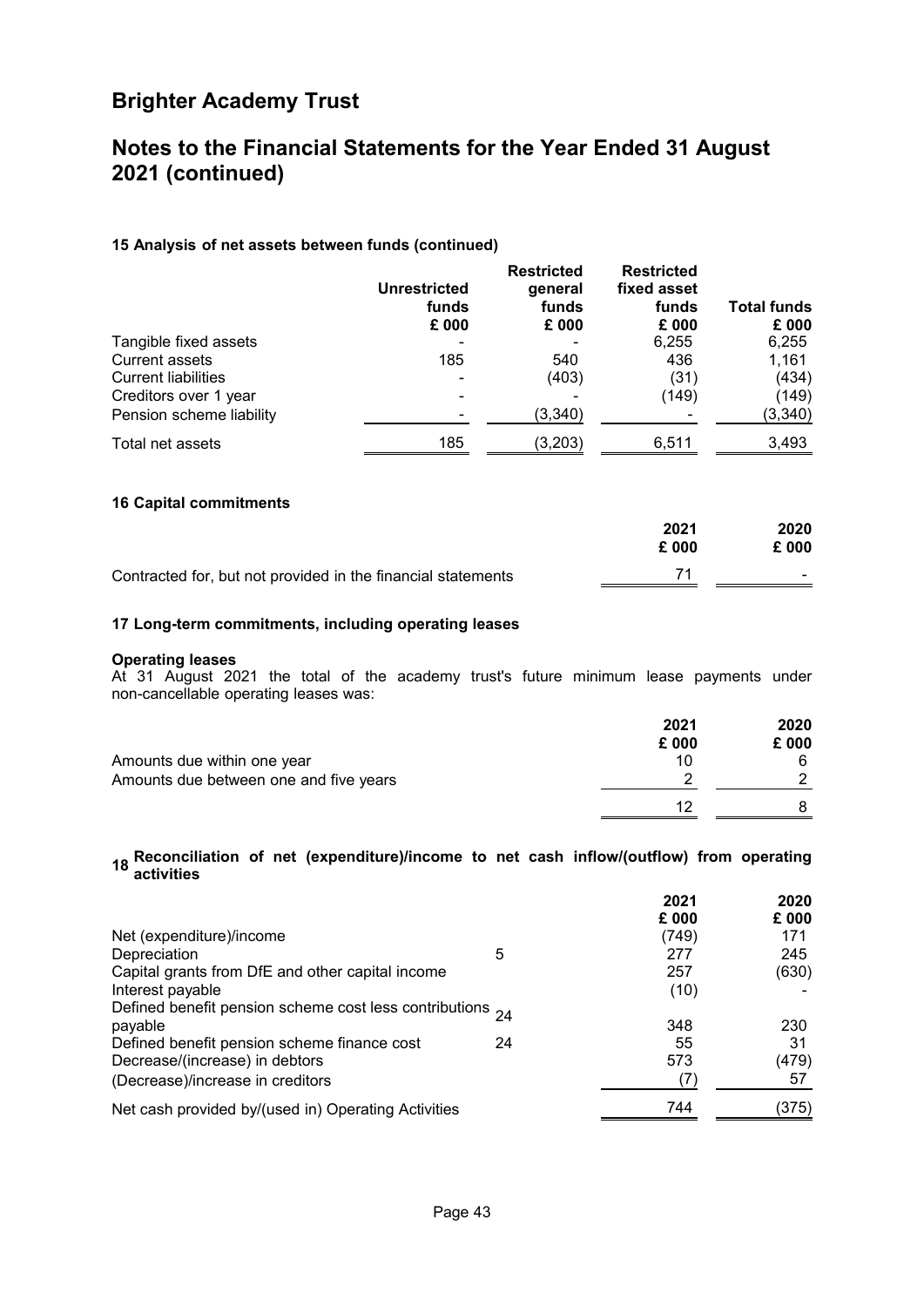# Brighter Academy Trust

## Notes to the Financial Statements for the Year Ended 31 August 2021 (continued)

### 15 Analysis of net assets between funds (continued)

| | Unrestricted funds £ 000 | Restricted general funds £ 000 | Restricted fixed asset funds £ 000 | Total funds £ 000 |
|---|---|---|---|---|
| Tangible fixed assets | - | - | 6,255 | 6,255 |
| Current assets | 185 | 540 | 436 | 1,161 |
| Current liabilities | - | (403) | (31) | (434) |
| Creditors over 1 year | - | - | (149) | (149) |
| Pension scheme liability | - | (3,340) | - | (3,340) |
| Total net assets | 185 | (3,203) | 6,511 | 3,493 |

### 16 Capital commitments

| | 2021 £ 000 | 2020 £ 000 |
|---|---|---|
| Contracted for, but not provided in the financial statements | 71 | - |

### 17 Long-term commitments, including operating leases

**Operating leases**

At 31 August 2021 the total of the academy trust's future minimum lease payments under non-cancellable operating leases was:

| | 2021 £ 000 | 2020 £ 000 |
|---|---|---|
| Amounts due within one year | 10 | 6 |
| Amounts due between one and five years | 2 | 2 |
| | 12 | 8 |

### 18 Reconciliation of net (expenditure)/income to net cash inflow/(outflow) from operating activities

| | | 2021 £ 000 | 2020 £ 000 |
|---|---|---|---|
| Net (expenditure)/income | | (749) | 171 |
| Depreciation | 5 | 277 | 245 |
| Capital grants from DfE and other capital income | | 257 | (630) |
| Interest payable | | (10) | - |
| Defined benefit pension scheme cost less contributions payable | 24 | 348 | 230 |
| Defined benefit pension scheme finance cost | 24 | 55 | 31 |
| Decrease/(increase) in debtors | | 573 | (479) |
| (Decrease)/increase in creditors | | (7) | 57 |
| Net cash provided by/(used in) Operating Activities | | 744 | (375) |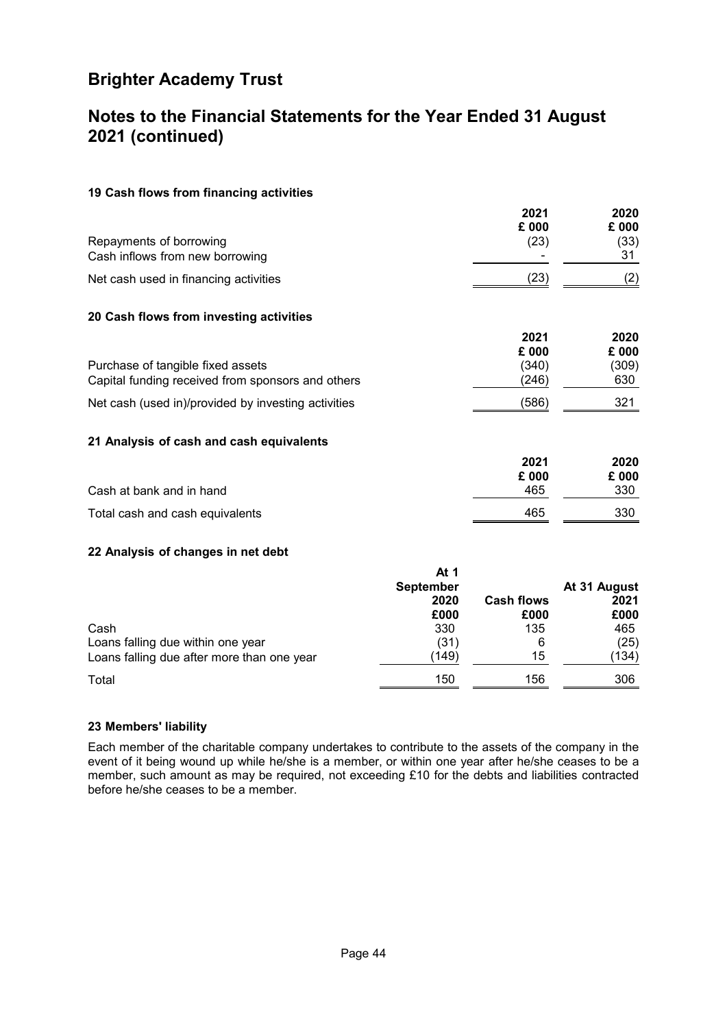# Brighter Academy Trust

## Notes to the Financial Statements for the Year Ended 31 August 2021 (continued)

### 19 Cash flows from financing activities

| | 2021 £ 000 | 2020 £ 000 |
|---|---|---|
| Repayments of borrowing | (23) | (33) |
| Cash inflows from new borrowing | - | 31 |
| Net cash used in financing activities | (23) | (2) |

### 20 Cash flows from investing activities

| | 2021 £ 000 | 2020 £ 000 |
|---|---|---|
| Purchase of tangible fixed assets | (340) | (309) |
| Capital funding received from sponsors and others | (246) | 630 |
| Net cash (used in)/provided by investing activities | (586) | 321 |

### 21 Analysis of cash and cash equivalents

| | 2021 £ 000 | 2020 £ 000 |
|---|---|---|
| Cash at bank and in hand | 465 | 330 |
| Total cash and cash equivalents | 465 | 330 |

### 22 Analysis of changes in net debt

| | At 1 September 2020 £000 | Cash flows £000 | At 31 August 2021 £000 |
|---|---|---|---|
| Cash | 330 | 135 | 465 |
| Loans falling due within one year | (31) | 6 | (25) |
| Loans falling due after more than one year | (149) | 15 | (134) |
| Total | 150 | 156 | 306 |

### 23 Members' liability

Each member of the charitable company undertakes to contribute to the assets of the company in the event of it being wound up while he/she is a member, or within one year after he/she ceases to be a member, such amount as may be required, not exceeding £10 for the debts and liabilities contracted before he/she ceases to be a member.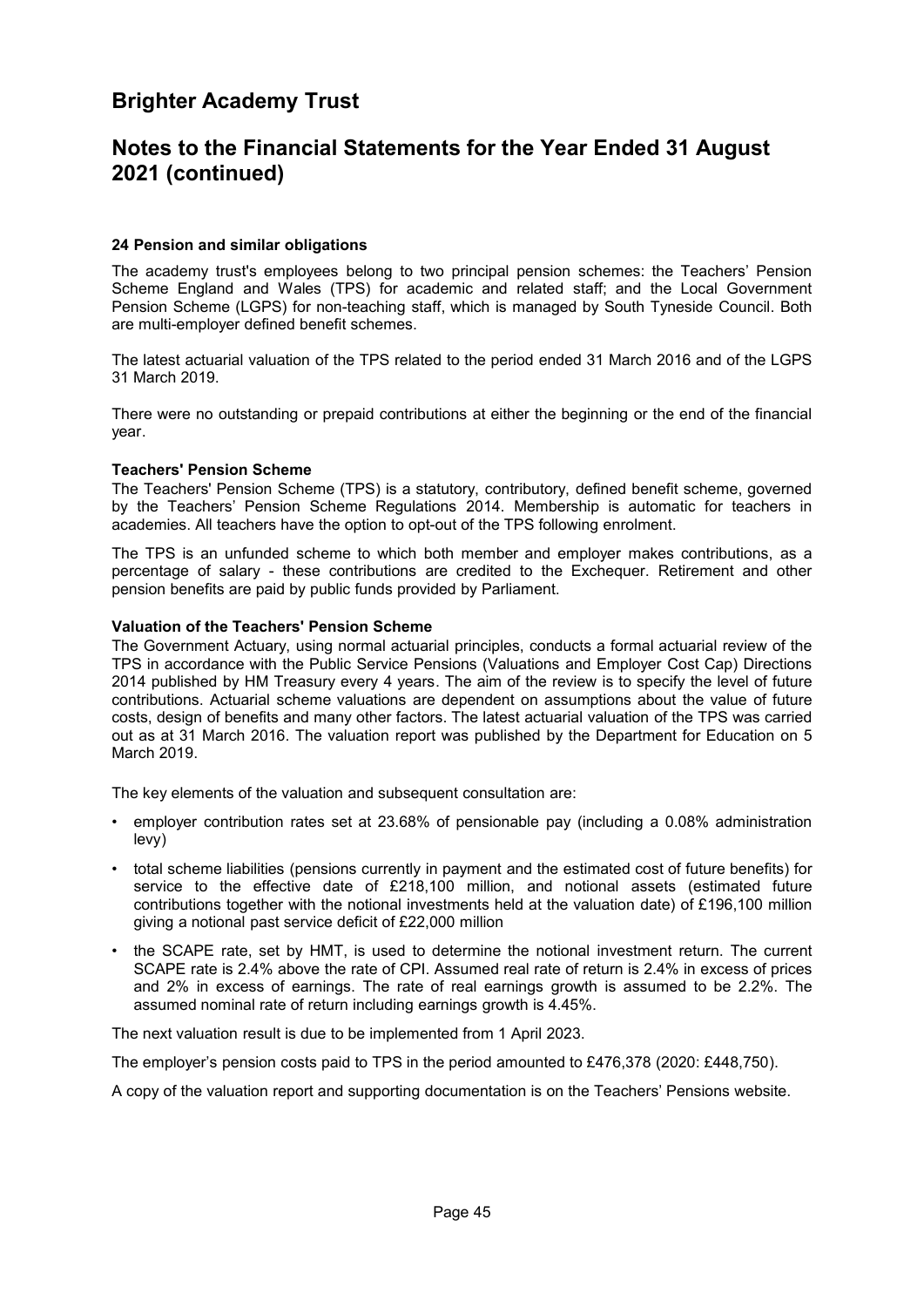# Brighter Academy Trust

## Notes to the Financial Statements for the Year Ended 31 August 2021 (continued)

**24 Pension and similar obligations**

The academy trust's employees belong to two principal pension schemes: the Teachers' Pension Scheme England and Wales (TPS) for academic and related staff; and the Local Government Pension Scheme (LGPS) for non-teaching staff, which is managed by South Tyneside Council. Both are multi-employer defined benefit schemes.

The latest actuarial valuation of the TPS related to the period ended 31 March 2016 and of the LGPS 31 March 2019.

There were no outstanding or prepaid contributions at either the beginning or the end of the financial year.

**Teachers' Pension Scheme**

The Teachers' Pension Scheme (TPS) is a statutory, contributory, defined benefit scheme, governed by the Teachers' Pension Scheme Regulations 2014. Membership is automatic for teachers in academies. All teachers have the option to opt-out of the TPS following enrolment.

The TPS is an unfunded scheme to which both member and employer makes contributions, as a percentage of salary - these contributions are credited to the Exchequer. Retirement and other pension benefits are paid by public funds provided by Parliament.

**Valuation of the Teachers' Pension Scheme**

The Government Actuary, using normal actuarial principles, conducts a formal actuarial review of the TPS in accordance with the Public Service Pensions (Valuations and Employer Cost Cap) Directions 2014 published by HM Treasury every 4 years. The aim of the review is to specify the level of future contributions. Actuarial scheme valuations are dependent on assumptions about the value of future costs, design of benefits and many other factors. The latest actuarial valuation of the TPS was carried out as at 31 March 2016. The valuation report was published by the Department for Education on 5 March 2019.

The key elements of the valuation and subsequent consultation are:

- employer contribution rates set at 23.68% of pensionable pay (including a 0.08% administration levy)
- total scheme liabilities (pensions currently in payment and the estimated cost of future benefits) for service to the effective date of £218,100 million, and notional assets (estimated future contributions together with the notional investments held at the valuation date) of £196,100 million giving a notional past service deficit of £22,000 million
- the SCAPE rate, set by HMT, is used to determine the notional investment return. The current SCAPE rate is 2.4% above the rate of CPI. Assumed real rate of return is 2.4% in excess of prices and 2% in excess of earnings. The rate of real earnings growth is assumed to be 2.2%. The assumed nominal rate of return including earnings growth is 4.45%.

The next valuation result is due to be implemented from 1 April 2023.

The employer's pension costs paid to TPS in the period amounted to £476,378 (2020: £448,750).

A copy of the valuation report and supporting documentation is on the Teachers' Pensions website.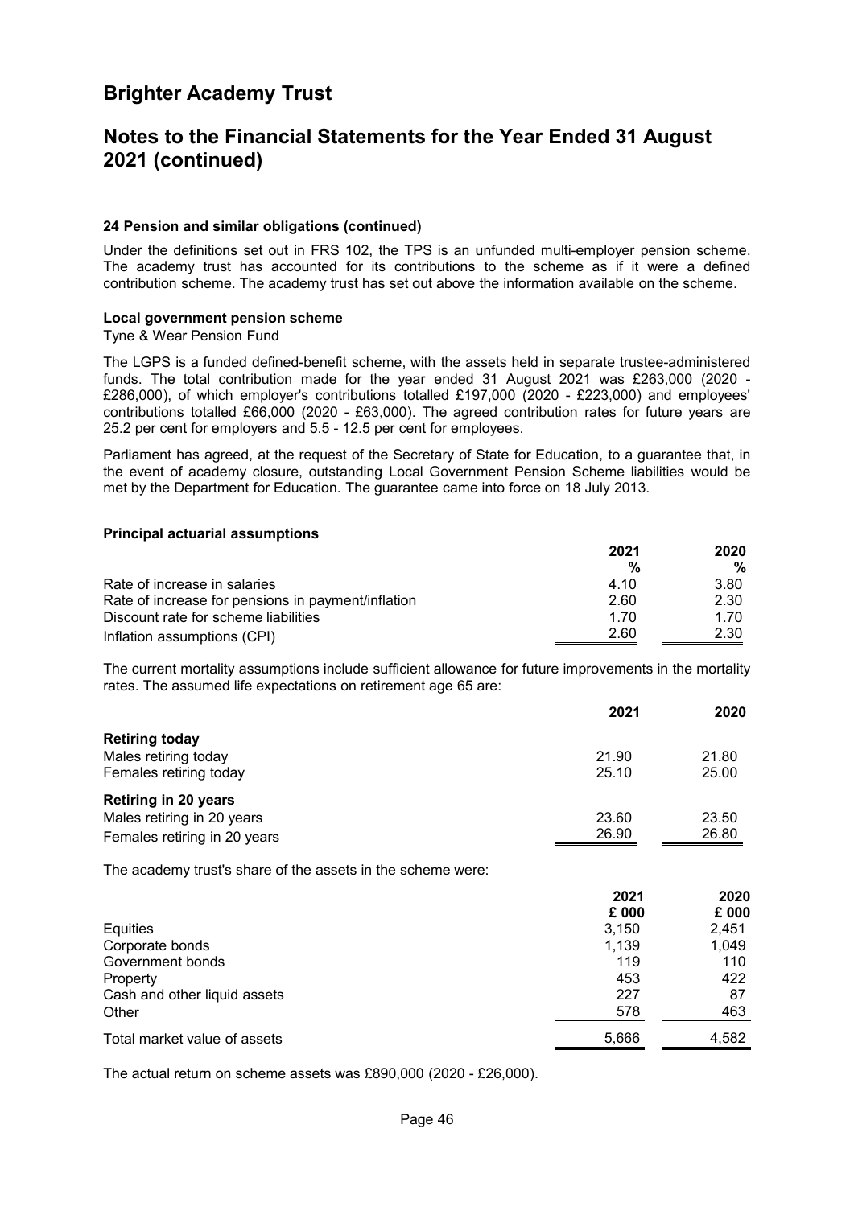# Brighter Academy Trust

## Notes to the Financial Statements for the Year Ended 31 August 2021 (continued)

### 24 Pension and similar obligations (continued)

Under the definitions set out in FRS 102, the TPS is an unfunded multi-employer pension scheme. The academy trust has accounted for its contributions to the scheme as if it were a defined contribution scheme. The academy trust has set out above the information available on the scheme.

#### Local government pension scheme

Tyne & Wear Pension Fund

The LGPS is a funded defined-benefit scheme, with the assets held in separate trustee-administered funds. The total contribution made for the year ended 31 August 2021 was £263,000 (2020 - £286,000), of which employer's contributions totalled £197,000 (2020 - £223,000) and employees' contributions totalled £66,000 (2020 - £63,000). The agreed contribution rates for future years are 25.2 per cent for employers and 5.5 - 12.5 per cent for employees.

Parliament has agreed, at the request of the Secretary of State for Education, to a guarantee that, in the event of academy closure, outstanding Local Government Pension Scheme liabilities would be met by the Department for Education. The guarantee came into force on 18 July 2013.

#### Principal actuarial assumptions

| | 2021 % | 2020 % |
|---|---|---|
| Rate of increase in salaries | 4.10 | 3.80 |
| Rate of increase for pensions in payment/inflation | 2.60 | 2.30 |
| Discount rate for scheme liabilities | 1.70 | 1.70 |
| Inflation assumptions (CPI) | 2.60 | 2.30 |

The current mortality assumptions include sufficient allowance for future improvements in the mortality rates. The assumed life expectations on retirement age 65 are:

| | 2021 | 2020 |
|---|---|---|
| **Retiring today** | | |
| Males retiring today | 21.90 | 21.80 |
| Females retiring today | 25.10 | 25.00 |
| **Retiring in 20 years** | | |
| Males retiring in 20 years | 23.60 | 23.50 |
| Females retiring in 20 years | 26.90 | 26.80 |

The academy trust's share of the assets in the scheme were:

| | 2021 £ 000 | 2020 £ 000 |
|---|---|---|
| Equities | 3,150 | 2,451 |
| Corporate bonds | 1,139 | 1,049 |
| Government bonds | 119 | 110 |
| Property | 453 | 422 |
| Cash and other liquid assets | 227 | 87 |
| Other | 578 | 463 |
| Total market value of assets | 5,666 | 4,582 |

The actual return on scheme assets was £890,000 (2020 - £26,000).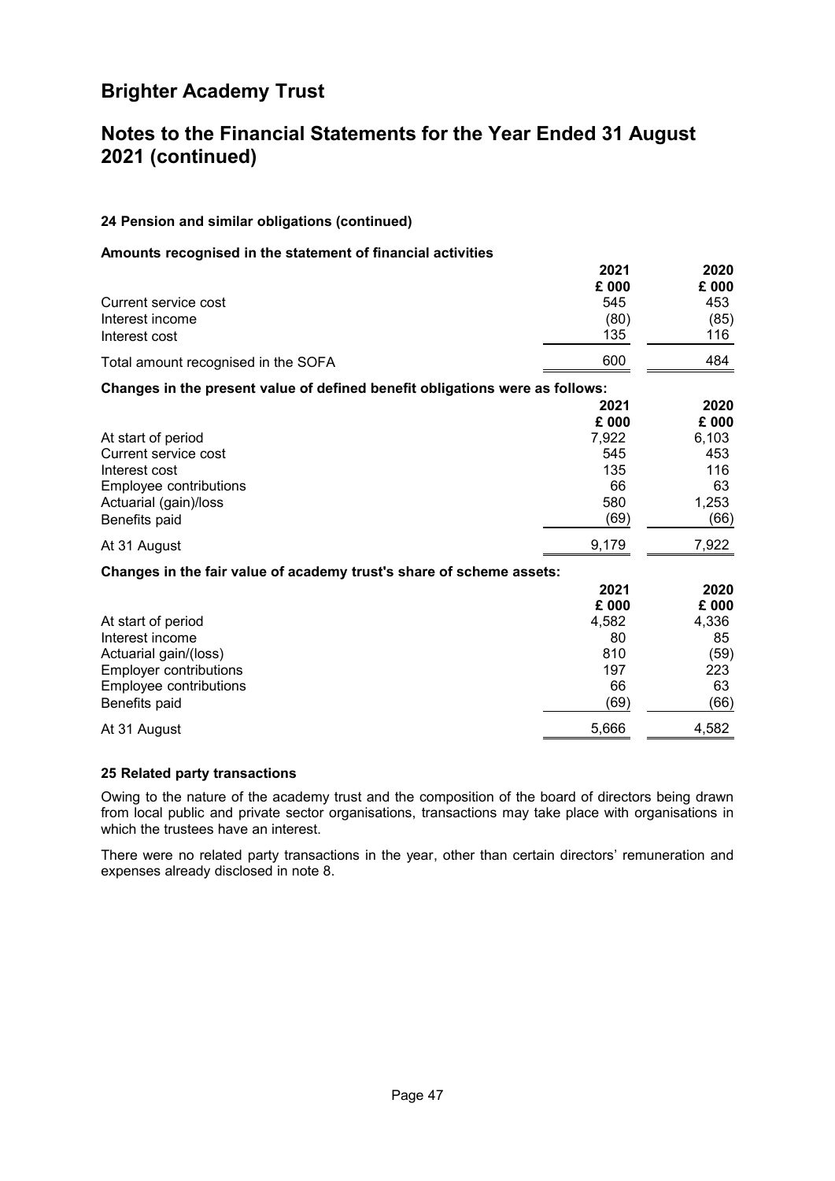# Brighter Academy Trust

## Notes to the Financial Statements for the Year Ended 31 August 2021 (continued)

### 24 Pension and similar obligations (continued)

**Amounts recognised in the statement of financial activities**

| | 2021<br>£ 000 | 2020<br>£ 000 |
|---|---|---|
| Current service cost | 545 | 453 |
| Interest income | (80) | (85) |
| Interest cost | 135 | 116 |
| Total amount recognised in the SOFA | 600 | 484 |

**Changes in the present value of defined benefit obligations were as follows:**

| | 2021<br>£ 000 | 2020<br>£ 000 |
|---|---|---|
| At start of period | 7,922 | 6,103 |
| Current service cost | 545 | 453 |
| Interest cost | 135 | 116 |
| Employee contributions | 66 | 63 |
| Actuarial (gain)/loss | 580 | 1,253 |
| Benefits paid | (69) | (66) |
| At 31 August | 9,179 | 7,922 |

**Changes in the fair value of academy trust's share of scheme assets:**

| | 2021<br>£ 000 | 2020<br>£ 000 |
|---|---|---|
| At start of period | 4,582 | 4,336 |
| Interest income | 80 | 85 |
| Actuarial gain/(loss) | 810 | (59) |
| Employer contributions | 197 | 223 |
| Employee contributions | 66 | 63 |
| Benefits paid | (69) | (66) |
| At 31 August | 5,666 | 4,582 |

### 25 Related party transactions

Owing to the nature of the academy trust and the composition of the board of directors being drawn from local public and private sector organisations, transactions may take place with organisations in which the trustees have an interest.

There were no related party transactions in the year, other than certain directors' remuneration and expenses already disclosed in note 8.